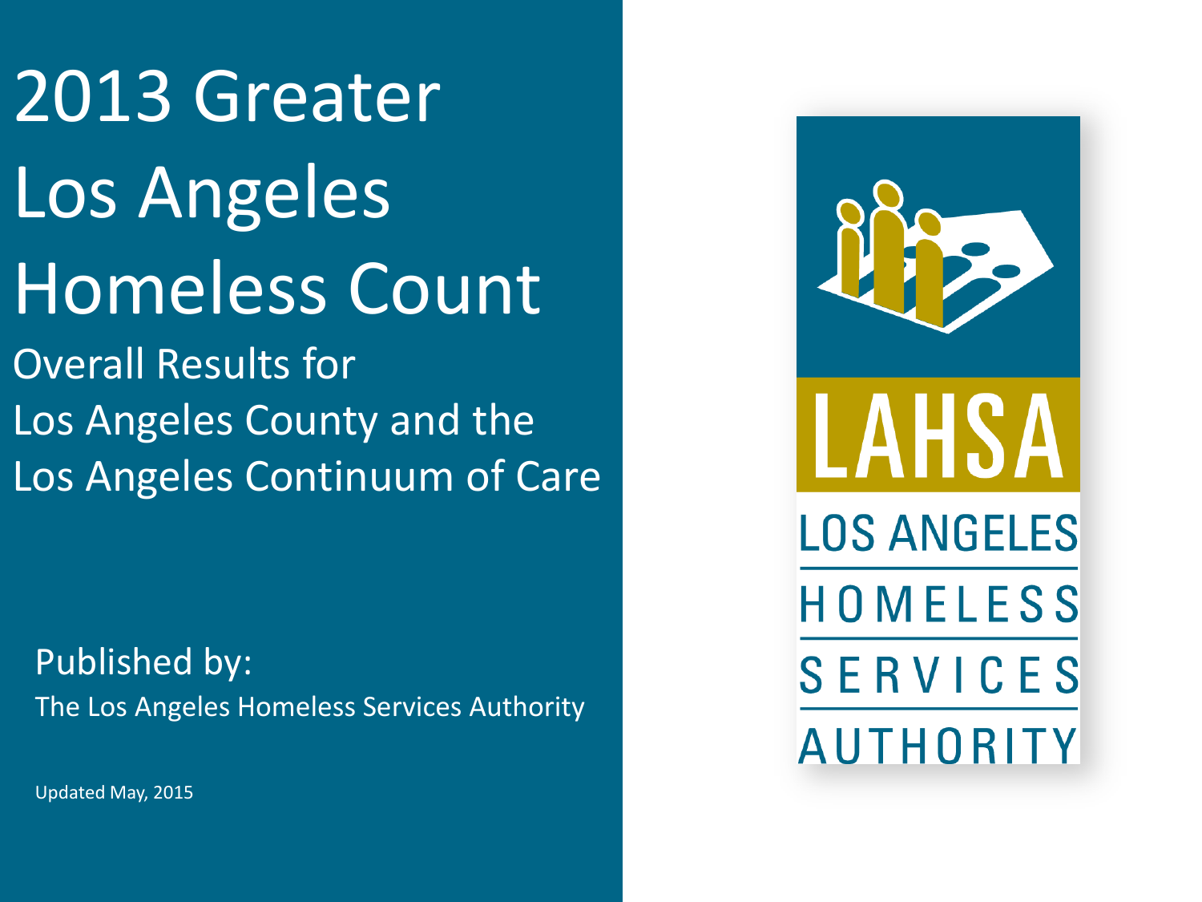# 2013 Greater Los Angeles Homeless Count

## Overall Results for Los Angeles County and the Los Angeles Continuum of Care

Published by:

The Los Angeles Homeless Services Authority

Updated May, 2015

LAHSA

LOS ANGELES HOMELESS SERVICES AUTHORITY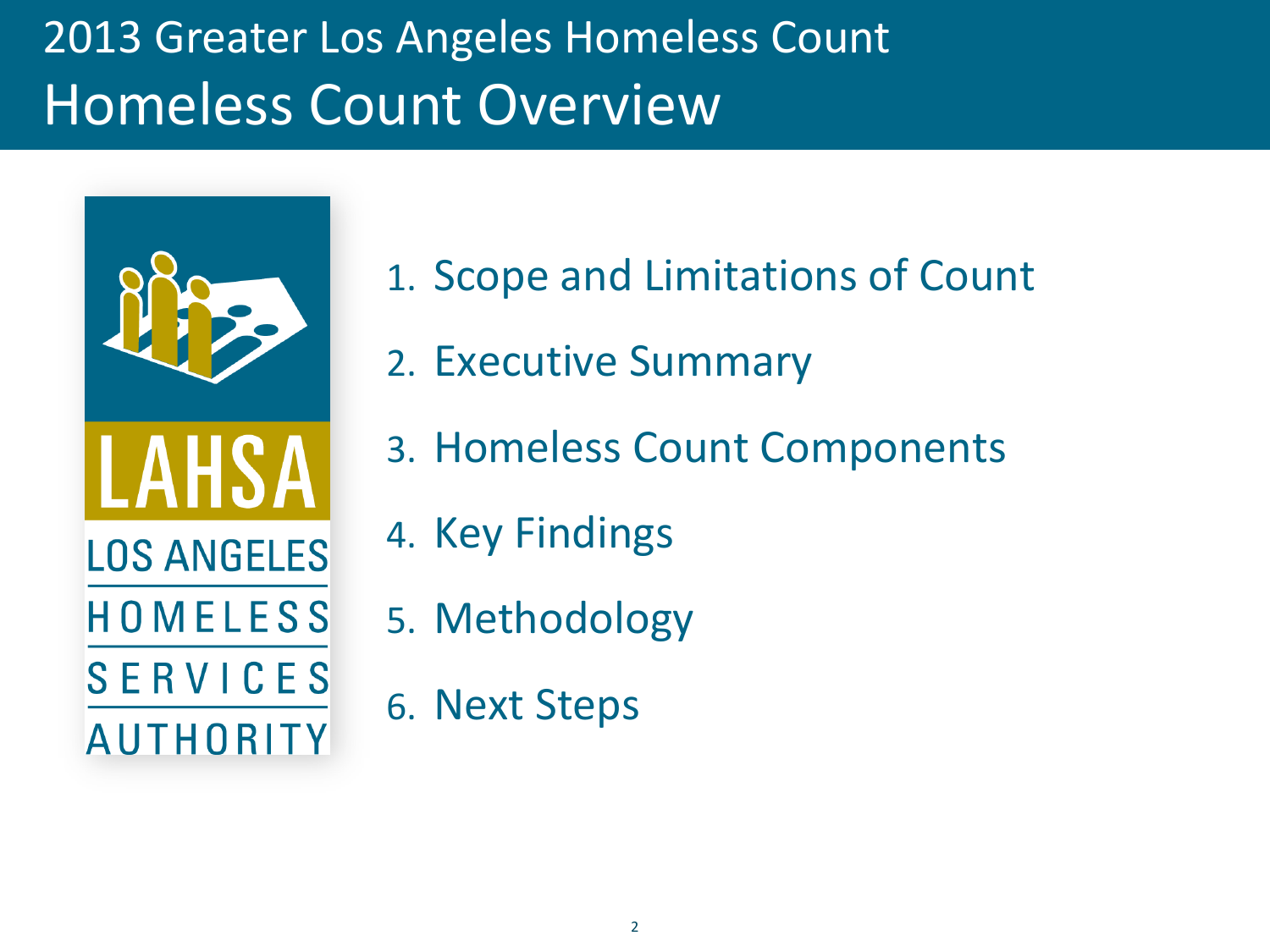# 2013 Greater Los Angeles Homeless Count

## Homeless Count Overview

LAHSA
LOS ANGELES HOMELESS SERVICES AUTHORITY

1. Scope and Limitations of Count
2. Executive Summary
3. Homeless Count Components
4. Key Findings
5. Methodology
6. Next Steps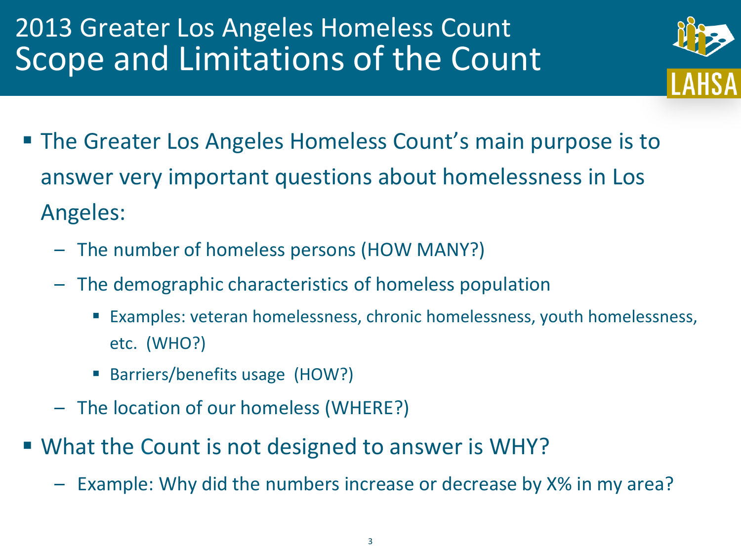# 2013 Greater Los Angeles Homeless Count
## Scope and Limitations of the Count

- The Greater Los Angeles Homeless Count's main purpose is to answer very important questions about homelessness in Los Angeles:
  - The number of homeless persons (HOW MANY?)
  - The demographic characteristics of homeless population
    - Examples: veteran homelessness, chronic homelessness, youth homelessness, etc. (WHO?)
    - Barriers/benefits usage (HOW?)
  - The location of our homeless (WHERE?)
- What the Count is not designed to answer is WHY?
  - Example: Why did the numbers increase or decrease by X% in my area?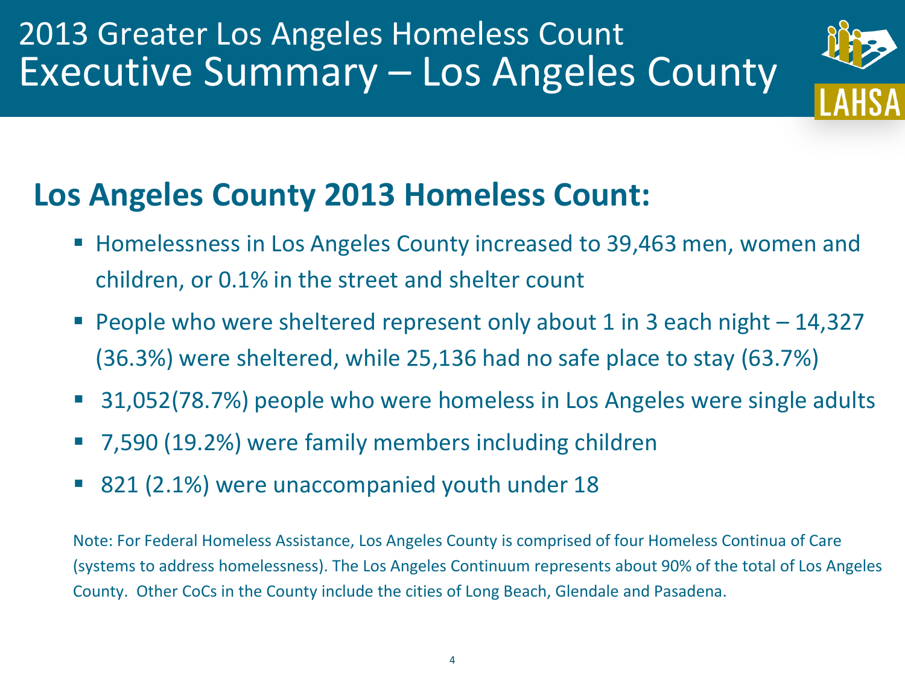# 2013 Greater Los Angeles Homeless Count
## Executive Summary – Los Angeles County

## Los Angeles County 2013 Homeless Count:

- Homelessness in Los Angeles County increased to 39,463 men, women and children, or 0.1% in the street and shelter count
- People who were sheltered represent only about 1 in 3 each night – 14,327 (36.3%) were sheltered, while 25,136 had no safe place to stay (63.7%)
- 31,052(78.7%) people who were homeless in Los Angeles were single adults
- 7,590 (19.2%) were family members including children
- 821 (2.1%) were unaccompanied youth under 18

Note: For Federal Homeless Assistance, Los Angeles County is comprised of four Homeless Continua of Care (systems to address homelessness). The Los Angeles Continuum represents about 90% of the total of Los Angeles County. Other CoCs in the County include the cities of Long Beach, Glendale and Pasadena.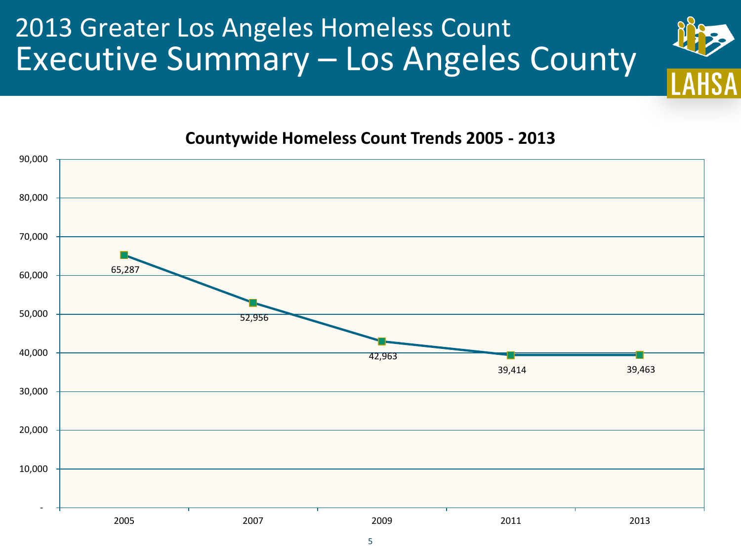# 2013 Greater Los Angeles Homeless Count

## Executive Summary – Los Angeles County

### Countywide Homeless Count Trends 2005 - 2013

| Year | Count |
| --- | --- |
| 2005 | 65,287 |
| 2007 | 52,956 |
| 2009 | 42,963 |
| 2011 | 39,414 |
| 2013 | 39,463 |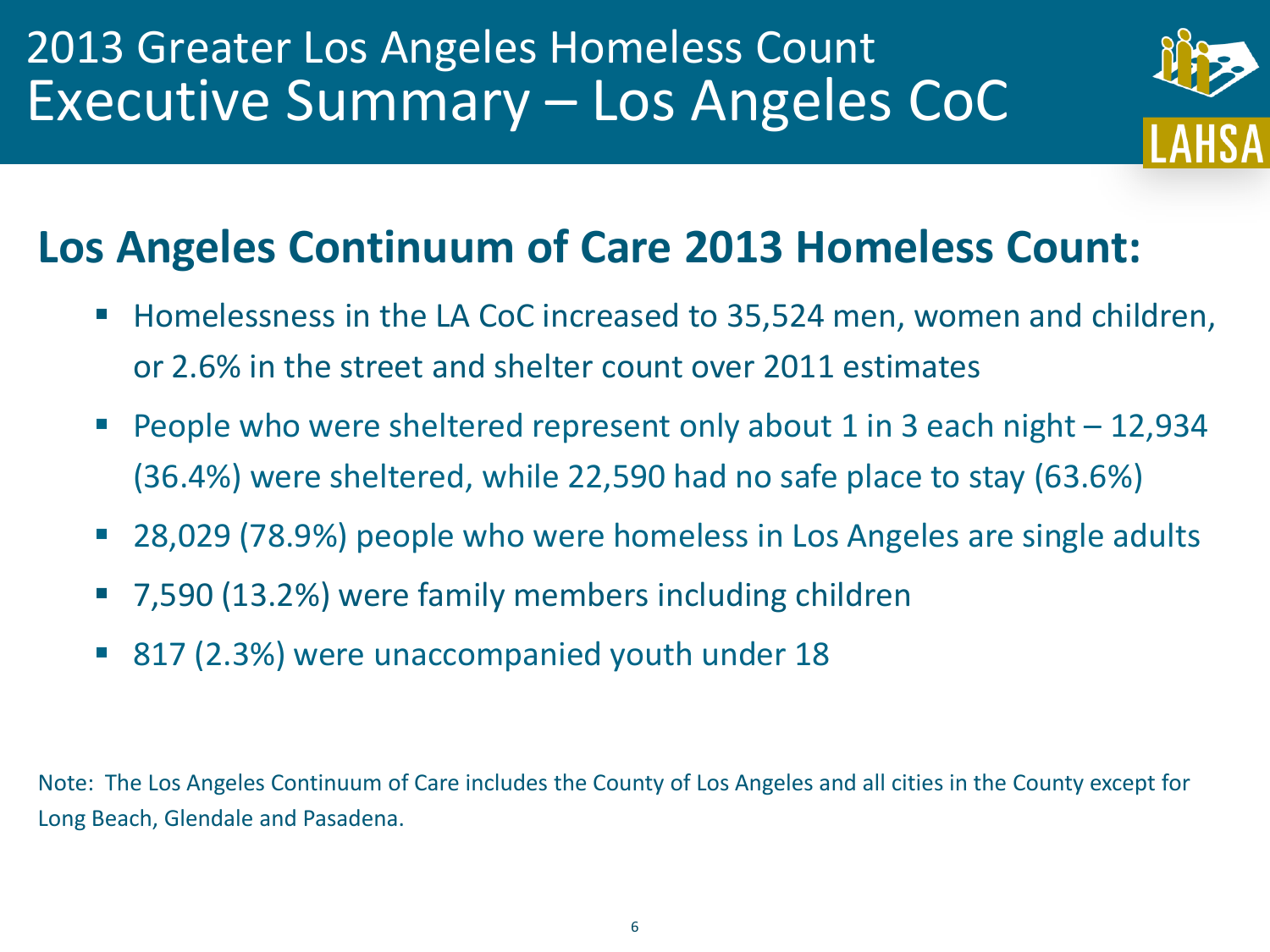# 2013 Greater Los Angeles Homeless Count
# Executive Summary – Los Angeles CoC

LAHSA

## Los Angeles Continuum of Care 2013 Homeless Count:

- Homelessness in the LA CoC increased to 35,524 men, women and children, or 2.6% in the street and shelter count over 2011 estimates
- People who were sheltered represent only about 1 in 3 each night – 12,934 (36.4%) were sheltered, while 22,590 had no safe place to stay (63.6%)
- 28,029 (78.9%) people who were homeless in Los Angeles are single adults
- 7,590 (13.2%) were family members including children
- 817 (2.3%) were unaccompanied youth under 18

Note: The Los Angeles Continuum of Care includes the County of Los Angeles and all cities in the County except for Long Beach, Glendale and Pasadena.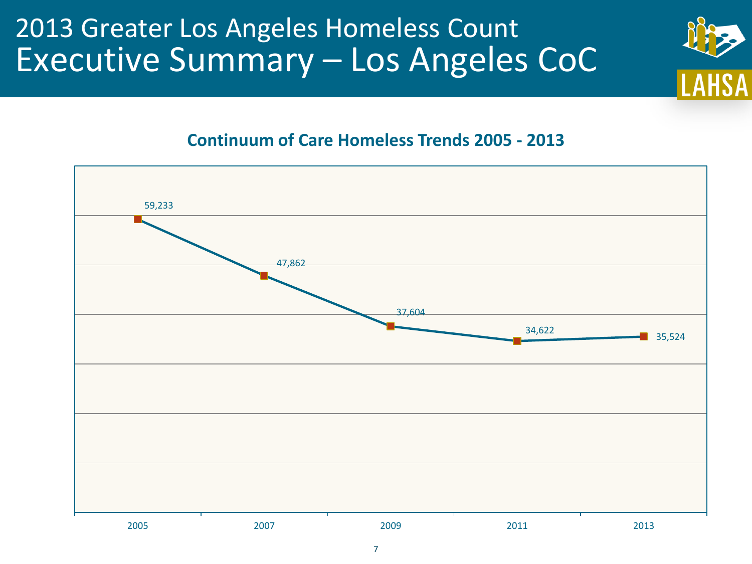# 2013 Greater Los Angeles Homeless Count

## Executive Summary – Los Angeles CoC

**Continuum of Care Homeless Trends 2005 - 2013**

| Year | Homeless Count |
|---|---|
| 2005 | 59,233 |
| 2007 | 47,862 |
| 2009 | 37,604 |
| 2011 | 34,622 |
| 2013 | 35,524 |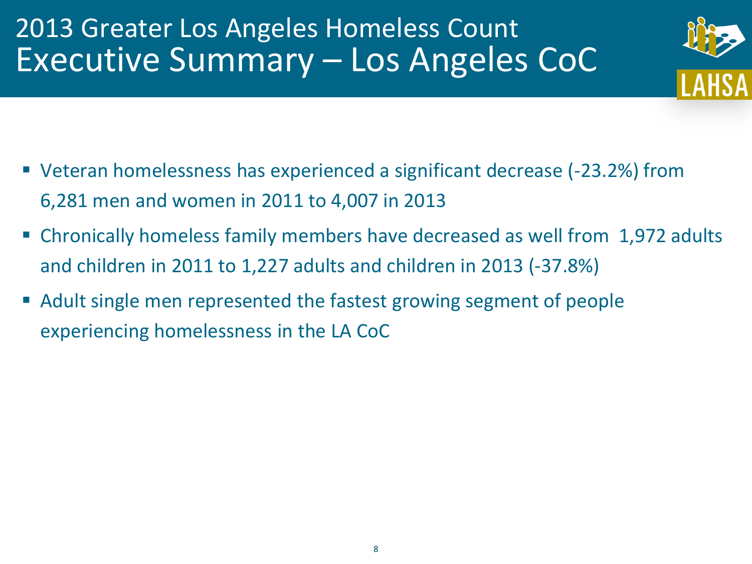# 2013 Greater Los Angeles Homeless Count
## Executive Summary – Los Angeles CoC

- Veteran homelessness has experienced a significant decrease (-23.2%) from 6,281 men and women in 2011 to 4,007 in 2013
- Chronically homeless family members have decreased as well from 1,972 adults and children in 2011 to 1,227 adults and children in 2013 (-37.8%)
- Adult single men represented the fastest growing segment of people experiencing homelessness in the LA CoC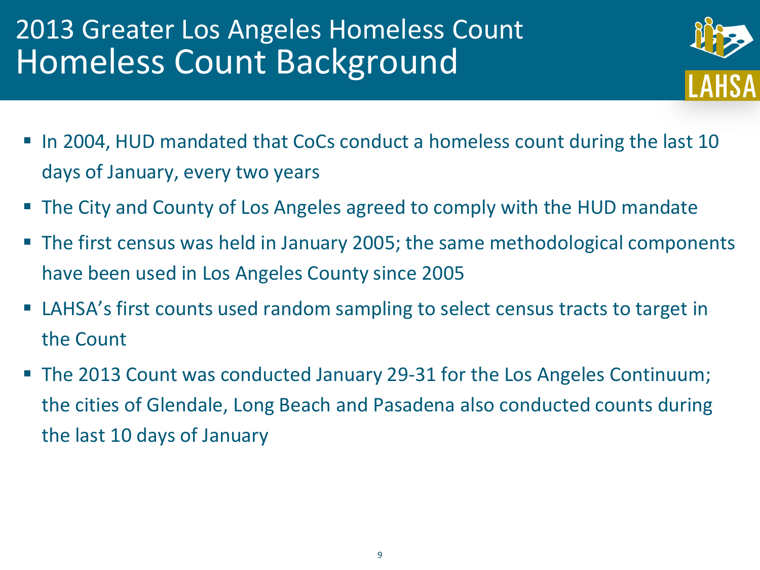# 2013 Greater Los Angeles Homeless Count
## Homeless Count Background

- In 2004, HUD mandated that CoCs conduct a homeless count during the last 10 days of January, every two years
- The City and County of Los Angeles agreed to comply with the HUD mandate
- The first census was held in January 2005; the same methodological components have been used in Los Angeles County since 2005
- LAHSA's first counts used random sampling to select census tracts to target in the Count
- The 2013 Count was conducted January 29-31 for the Los Angeles Continuum; the cities of Glendale, Long Beach and Pasadena also conducted counts during the last 10 days of January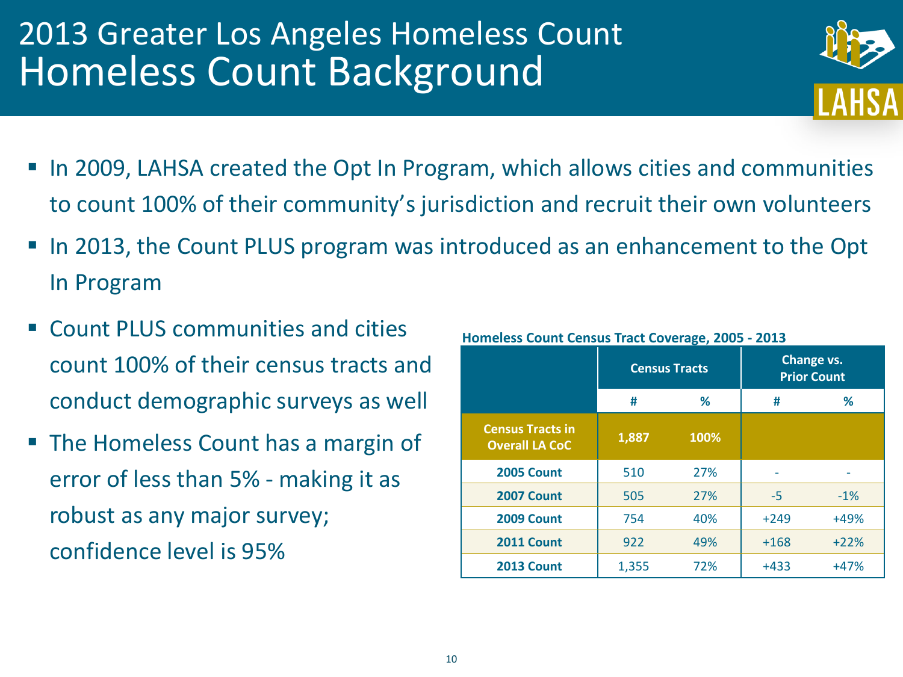# 2013 Greater Los Angeles Homeless Count
## Homeless Count Background

- In 2009, LAHSA created the Opt In Program, which allows cities and communities to count 100% of their community's jurisdiction and recruit their own volunteers
- In 2013, the Count PLUS program was introduced as an enhancement to the Opt In Program
- Count PLUS communities and cities count 100% of their census tracts and conduct demographic surveys as well
- The Homeless Count has a margin of error of less than 5% - making it as robust as any major survey; confidence level is 95%

**Homeless Count Census Tract Coverage, 2005 - 2013**

| | Census Tracts | | Change vs. Prior Count | |
|---|---|---|---|---|
| | # | % | # | % |
| **Census Tracts in Overall LA CoC** | **1,887** | **100%** | | |
| **2005 Count** | 510 | 27% | - | - |
| **2007 Count** | 505 | 27% | -5 | -1% |
| **2009 Count** | 754 | 40% | +249 | +49% |
| **2011 Count** | 922 | 49% | +168 | +22% |
| **2013 Count** | 1,355 | 72% | +433 | +47% |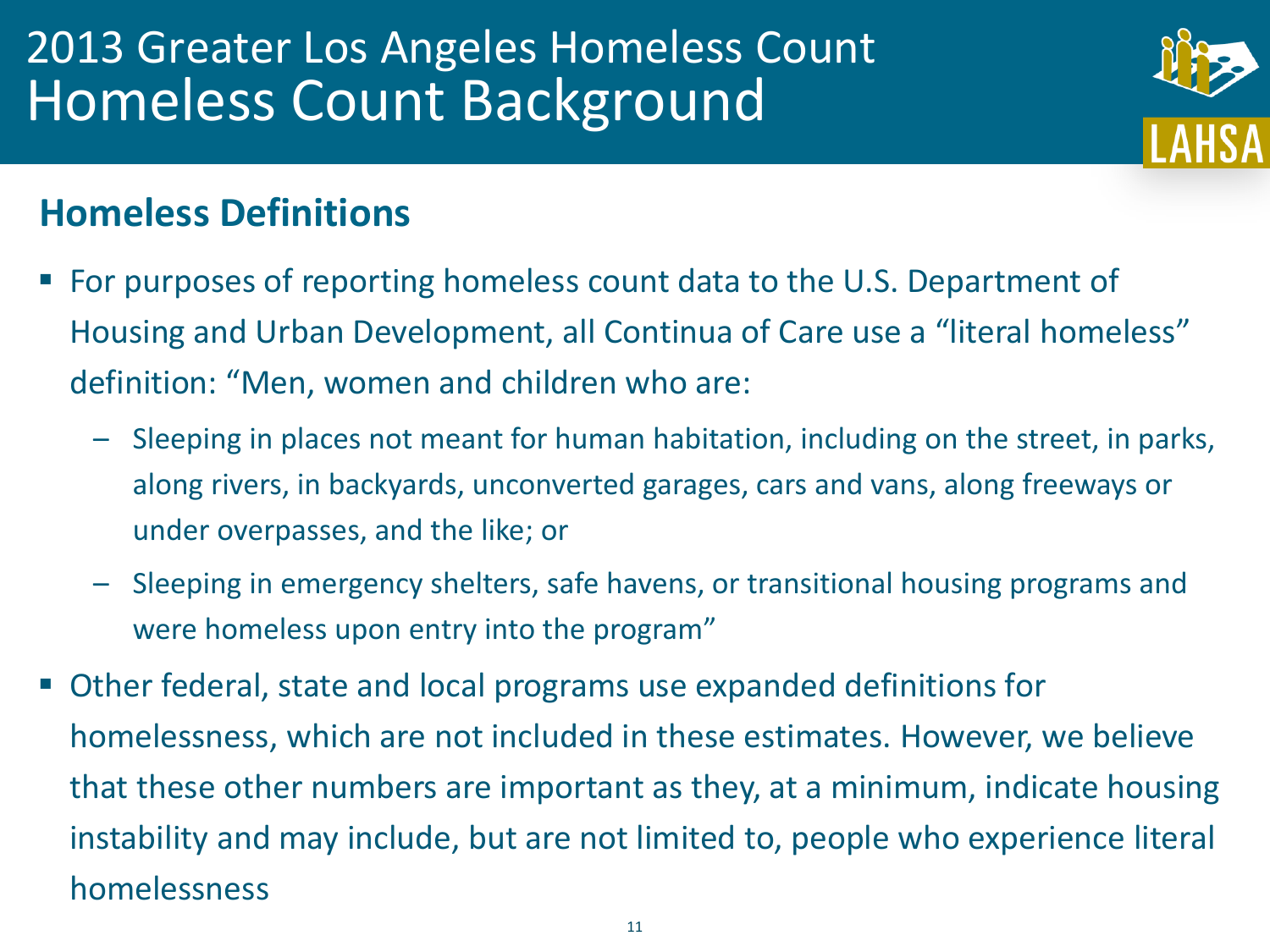# 2013 Greater Los Angeles Homeless Count
# Homeless Count Background

## Homeless Definitions

- For purposes of reporting homeless count data to the U.S. Department of Housing and Urban Development, all Continua of Care use a "literal homeless" definition: "Men, women and children who are:
  - Sleeping in places not meant for human habitation, including on the street, in parks, along rivers, in backyards, unconverted garages, cars and vans, along freeways or under overpasses, and the like; or
  - Sleeping in emergency shelters, safe havens, or transitional housing programs and were homeless upon entry into the program"
- Other federal, state and local programs use expanded definitions for homelessness, which are not included in these estimates. However, we believe that these other numbers are important as they, at a minimum, indicate housing instability and may include, but are not limited to, people who experience literal homelessness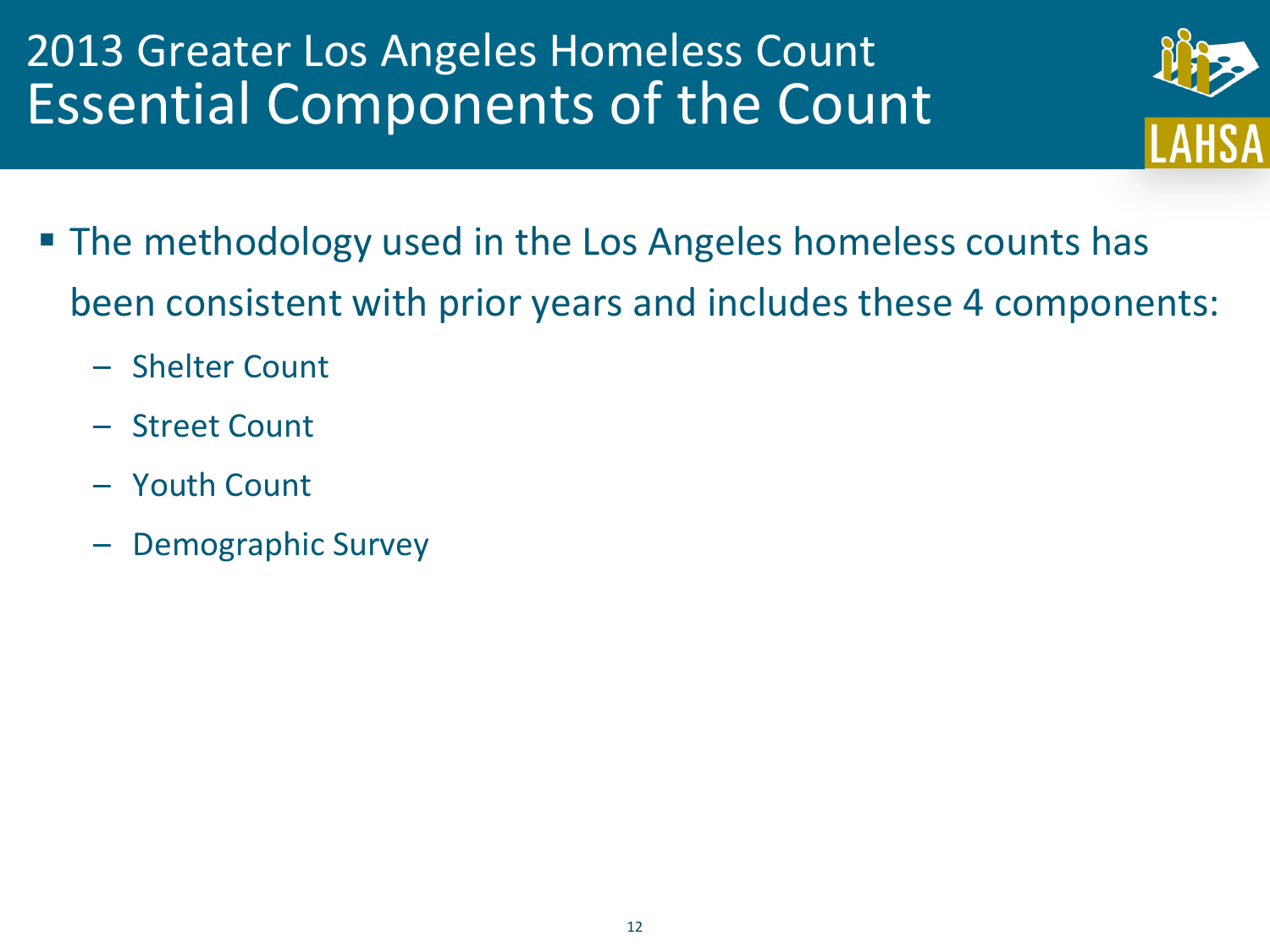# 2013 Greater Los Angeles Homeless Count
## Essential Components of the Count

- The methodology used in the Los Angeles homeless counts has been consistent with prior years and includes these 4 components:
  - Shelter Count
  - Street Count
  - Youth Count
  - Demographic Survey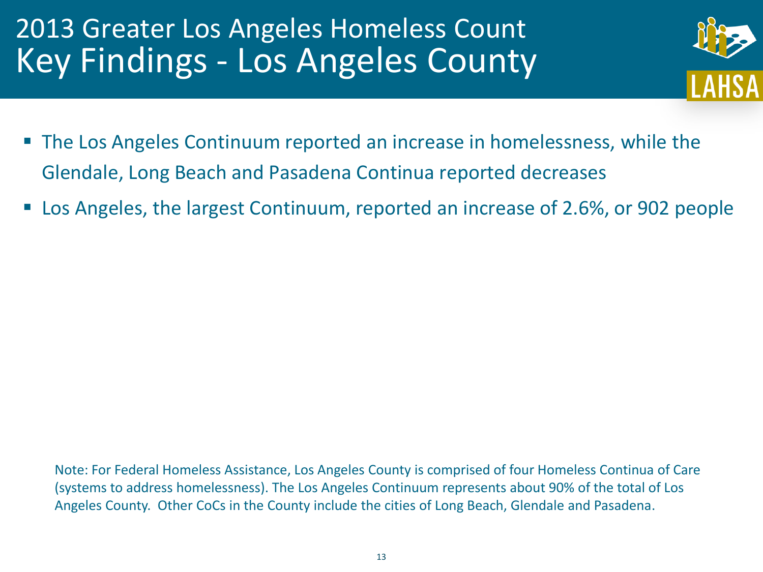# 2013 Greater Los Angeles Homeless Count
## Key Findings - Los Angeles County

- The Los Angeles Continuum reported an increase in homelessness, while the Glendale, Long Beach and Pasadena Continua reported decreases
- Los Angeles, the largest Continuum, reported an increase of 2.6%, or 902 people

Note: For Federal Homeless Assistance, Los Angeles County is comprised of four Homeless Continua of Care (systems to address homelessness). The Los Angeles Continuum represents about 90% of the total of Los Angeles County. Other CoCs in the County include the cities of Long Beach, Glendale and Pasadena.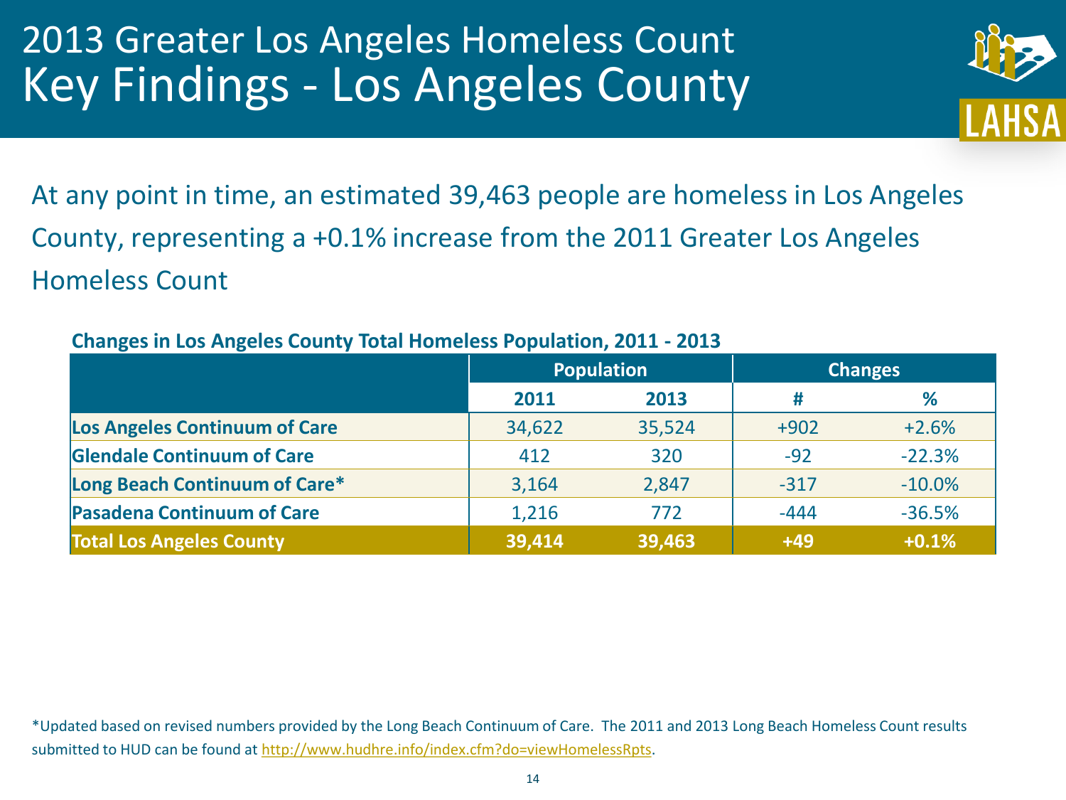# 2013 Greater Los Angeles Homeless Count
## Key Findings - Los Angeles County

At any point in time, an estimated 39,463 people are homeless in Los Angeles County, representing a +0.1% increase from the 2011 Greater Los Angeles Homeless Count

**Changes in Los Angeles County Total Homeless Population, 2011 - 2013**

| | Population | | Changes | |
|---|---|---|---|---|
| | 2011 | 2013 | # | % |
| **Los Angeles Continuum of Care** | 34,622 | 35,524 | +902 | +2.6% |
| **Glendale Continuum of Care** | 412 | 320 | -92 | -22.3% |
| **Long Beach Continuum of Care*** | 3,164 | 2,847 | -317 | -10.0% |
| **Pasadena Continuum of Care** | 1,216 | 772 | -444 | -36.5% |
| **Total Los Angeles County** | **39,414** | **39,463** | **+49** | **+0.1%** |

*Updated based on revised numbers provided by the Long Beach Continuum of Care. The 2011 and 2013 Long Beach Homeless Count results submitted to HUD can be found at http://www.hudhre.info/index.cfm?do=viewHomelessRpts.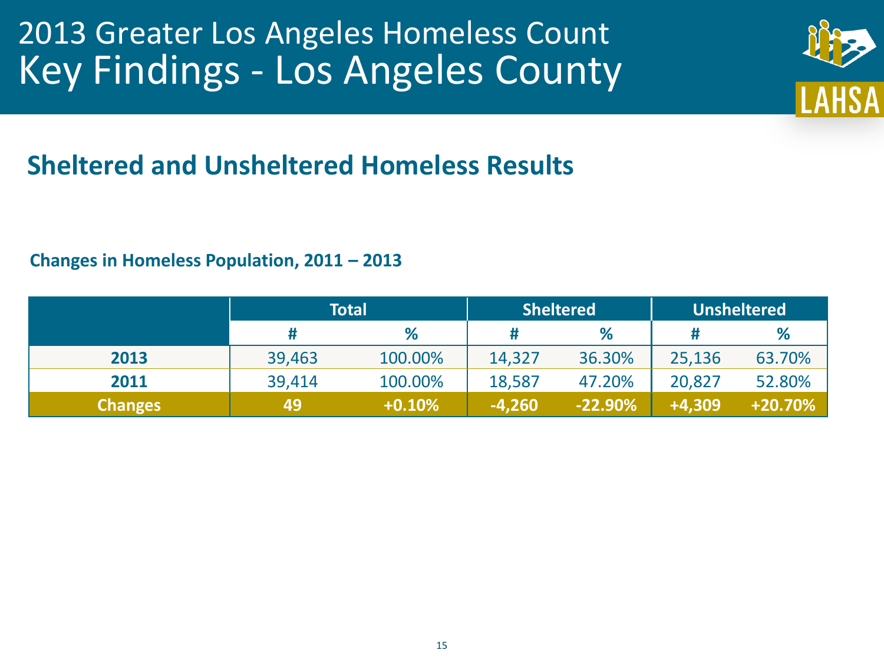# 2013 Greater Los Angeles Homeless Count
# Key Findings - Los Angeles County

## Sheltered and Unsheltered Homeless Results

**Changes in Homeless Population, 2011 – 2013**

| | Total | | Sheltered | | Unsheltered | |
|---|---|---|---|---|---|---|
| | # | % | # | % | # | % |
| **2013** | 39,463 | 100.00% | 14,327 | 36.30% | 25,136 | 63.70% |
| **2011** | 39,414 | 100.00% | 18,587 | 47.20% | 20,827 | 52.80% |
| **Changes** | **49** | **+0.10%** | **-4,260** | **-22.90%** | **+4,309** | **+20.70%** |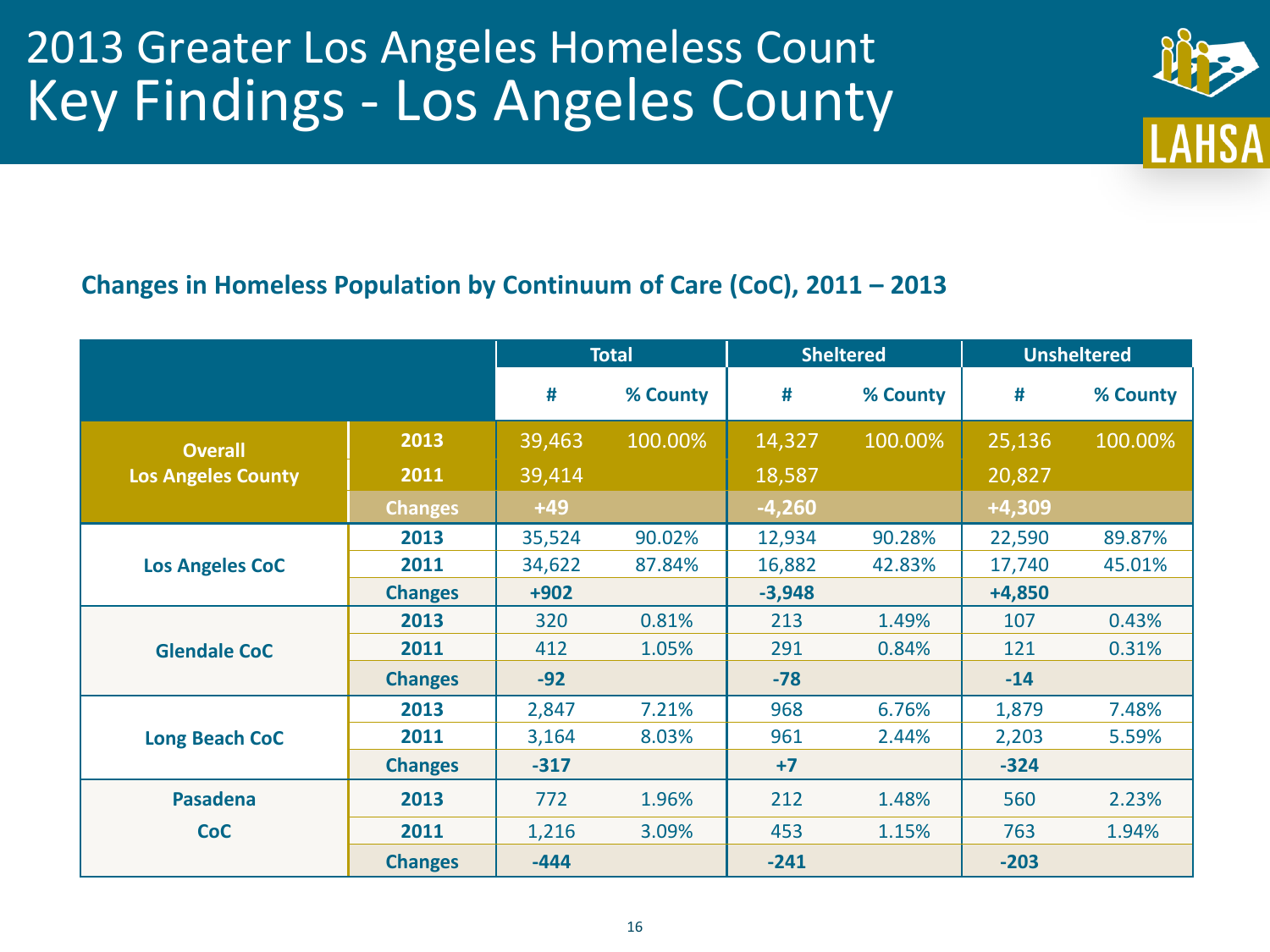# 2013 Greater Los Angeles Homeless Count
# Key Findings - Los Angeles County

LAHSA

**Changes in Homeless Population by Continuum of Care (CoC), 2011 – 2013**

| | | Total | | Sheltered | | Unsheltered | |
|---|---|---|---|---|---|---|---|
| | | # | % County | # | % County | # | % County |
| **Overall Los Angeles County** | **2013** | 39,463 | 100.00% | 14,327 | 100.00% | 25,136 | 100.00% |
| | **2011** | 39,414 | | 18,587 | | 20,827 | |
| | **Changes** | **+49** | | **-4,260** | | **+4,309** | |
| **Los Angeles CoC** | **2013** | 35,524 | 90.02% | 12,934 | 90.28% | 22,590 | 89.87% |
| | **2011** | 34,622 | 87.84% | 16,882 | 42.83% | 17,740 | 45.01% |
| | **Changes** | **+902** | | **-3,948** | | **+4,850** | |
| **Glendale CoC** | **2013** | 320 | 0.81% | 213 | 1.49% | 107 | 0.43% |
| | **2011** | 412 | 1.05% | 291 | 0.84% | 121 | 0.31% |
| | **Changes** | **-92** | | **-78** | | **-14** | |
| **Long Beach CoC** | **2013** | 2,847 | 7.21% | 968 | 6.76% | 1,879 | 7.48% |
| | **2011** | 3,164 | 8.03% | 961 | 2.44% | 2,203 | 5.59% |
| | **Changes** | **-317** | | **+7** | | **-324** | |
| **Pasadena CoC** | **2013** | 772 | 1.96% | 212 | 1.48% | 560 | 2.23% |
| | **2011** | 1,216 | 3.09% | 453 | 1.15% | 763 | 1.94% |
| | **Changes** | **-444** | | **-241** | | **-203** | |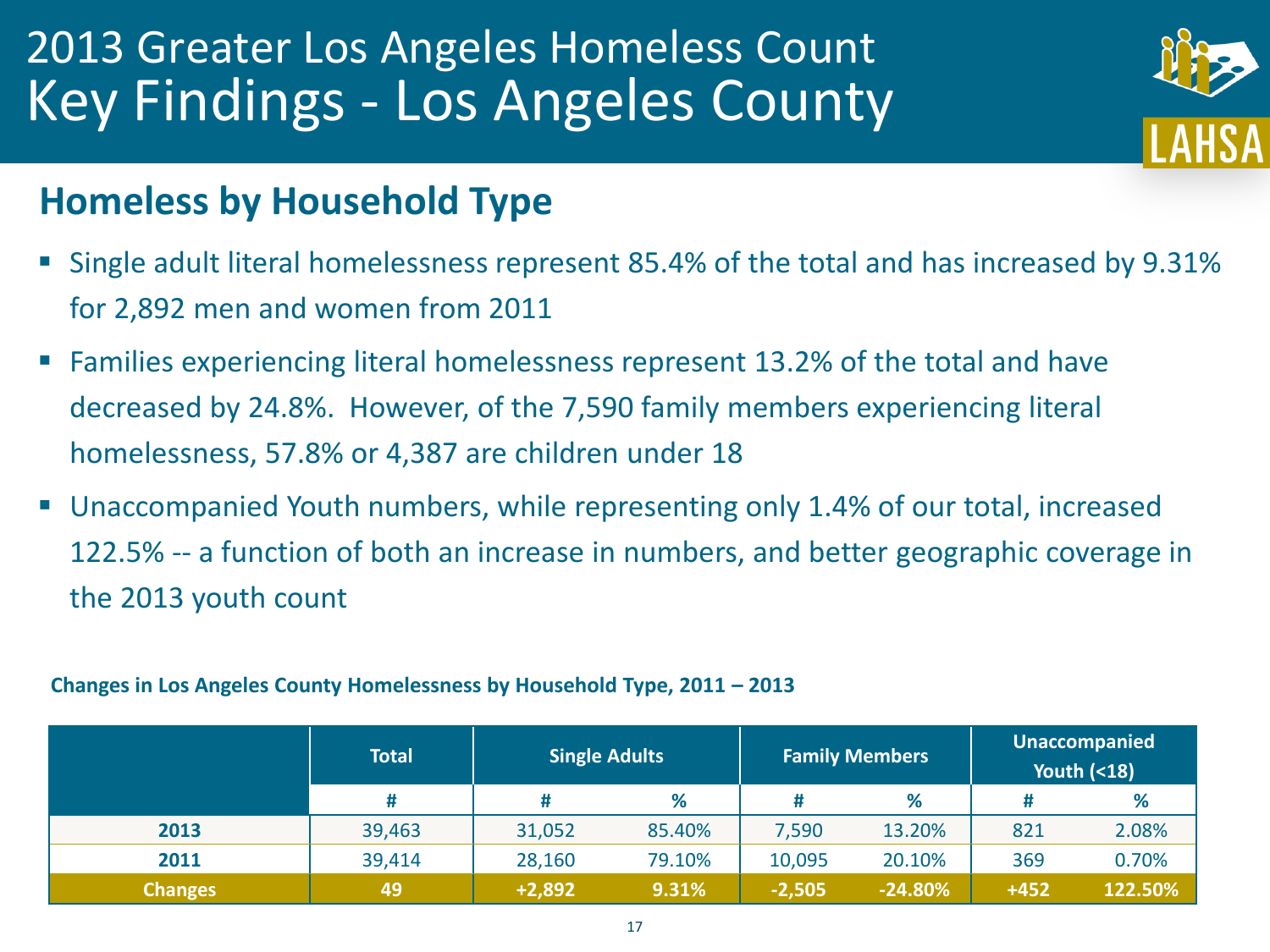# 2013 Greater Los Angeles Homeless Count
# Key Findings - Los Angeles County

## Homeless by Household Type

- Single adult literal homelessness represent 85.4% of the total and has increased by 9.31% for 2,892 men and women from 2011
- Families experiencing literal homelessness represent 13.2% of the total and have decreased by 24.8%. However, of the 7,590 family members experiencing literal homelessness, 57.8% or 4,387 are children under 18
- Unaccompanied Youth numbers, while representing only 1.4% of our total, increased 122.5% -- a function of both an increase in numbers, and better geographic coverage in the 2013 youth count

**Changes in Los Angeles County Homelessness by Household Type, 2011 – 2013**

| | Total | Single Adults | | Family Members | | Unaccompanied Youth (<18) | |
|---|---|---|---|---|---|---|---|
| | # | # | % | # | % | # | % |
| **2013** | 39,463 | 31,052 | 85.40% | 7,590 | 13.20% | 821 | 2.08% |
| **2011** | 39,414 | 28,160 | 79.10% | 10,095 | 20.10% | 369 | 0.70% |
| **Changes** | **49** | **+2,892** | **9.31%** | **-2,505** | **-24.80%** | **+452** | **122.50%** |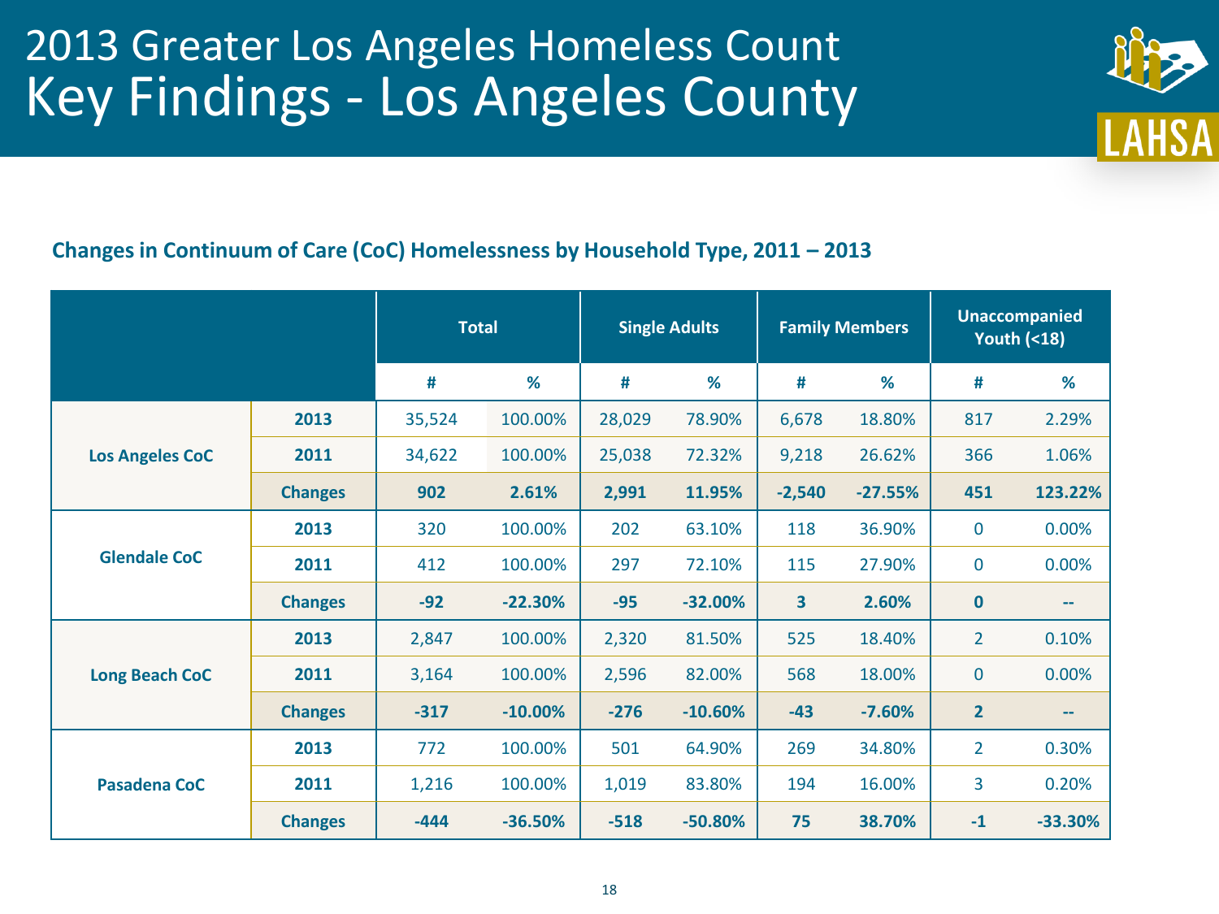# 2013 Greater Los Angeles Homeless Count
## Key Findings - Los Angeles County

### Changes in Continuum of Care (CoC) Homelessness by Household Type, 2011 – 2013

| | | Total | | Single Adults | | Family Members | | Unaccompanied Youth (<18) | |
|---|---|---|---|---|---|---|---|---|---|
| | | # | % | # | % | # | % | # | % |
| **Los Angeles CoC** | **2013** | 35,524 | 100.00% | 28,029 | 78.90% | 6,678 | 18.80% | 817 | 2.29% |
| | **2011** | 34,622 | 100.00% | 25,038 | 72.32% | 9,218 | 26.62% | 366 | 1.06% |
| | **Changes** | **902** | **2.61%** | **2,991** | **11.95%** | **-2,540** | **-27.55%** | **451** | **123.22%** |
| **Glendale CoC** | **2013** | 320 | 100.00% | 202 | 63.10% | 118 | 36.90% | 0 | 0.00% |
| | **2011** | 412 | 100.00% | 297 | 72.10% | 115 | 27.90% | 0 | 0.00% |
| | **Changes** | **-92** | **-22.30%** | **-95** | **-32.00%** | **3** | **2.60%** | **0** | **--** |
| **Long Beach CoC** | **2013** | 2,847 | 100.00% | 2,320 | 81.50% | 525 | 18.40% | 2 | 0.10% |
| | **2011** | 3,164 | 100.00% | 2,596 | 82.00% | 568 | 18.00% | 0 | 0.00% |
| | **Changes** | **-317** | **-10.00%** | **-276** | **-10.60%** | **-43** | **-7.60%** | **2** | **--** |
| **Pasadena CoC** | **2013** | 772 | 100.00% | 501 | 64.90% | 269 | 34.80% | 2 | 0.30% |
| | **2011** | 1,216 | 100.00% | 1,019 | 83.80% | 194 | 16.00% | 3 | 0.20% |
| | **Changes** | **-444** | **-36.50%** | **-518** | **-50.80%** | **75** | **38.70%** | **-1** | **-33.30%** |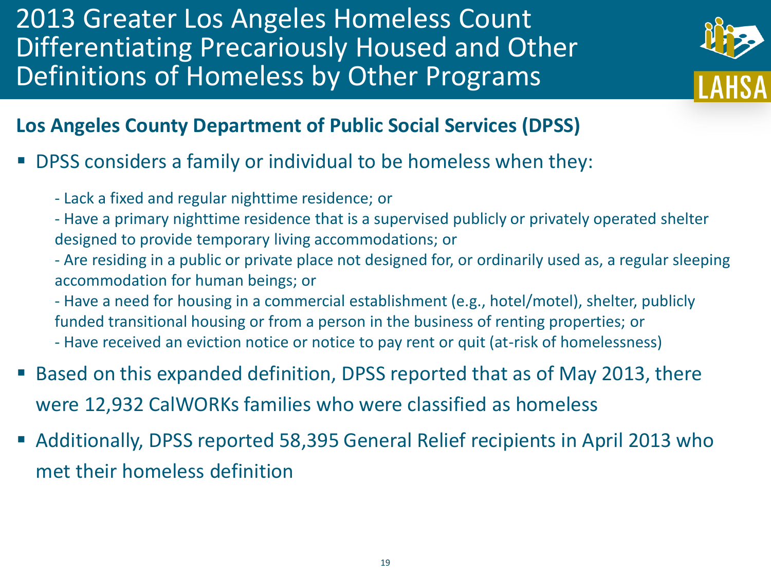# 2013 Greater Los Angeles Homeless Count Differentiating Precariously Housed and Other Definitions of Homeless by Other Programs

## Los Angeles County Department of Public Social Services (DPSS)

- DPSS considers a family or individual to be homeless when they:

  - Lack a fixed and regular nighttime residence; or
  - Have a primary nighttime residence that is a supervised publicly or privately operated shelter designed to provide temporary living accommodations; or
  - Are residing in a public or private place not designed for, or ordinarily used as, a regular sleeping accommodation for human beings; or
  - Have a need for housing in a commercial establishment (e.g., hotel/motel), shelter, publicly funded transitional housing or from a person in the business of renting properties; or
  - Have received an eviction notice or notice to pay rent or quit (at-risk of homelessness)

- Based on this expanded definition, DPSS reported that as of May 2013, there were 12,932 CalWORKs families who were classified as homeless
- Additionally, DPSS reported 58,395 General Relief recipients in April 2013 who met their homeless definition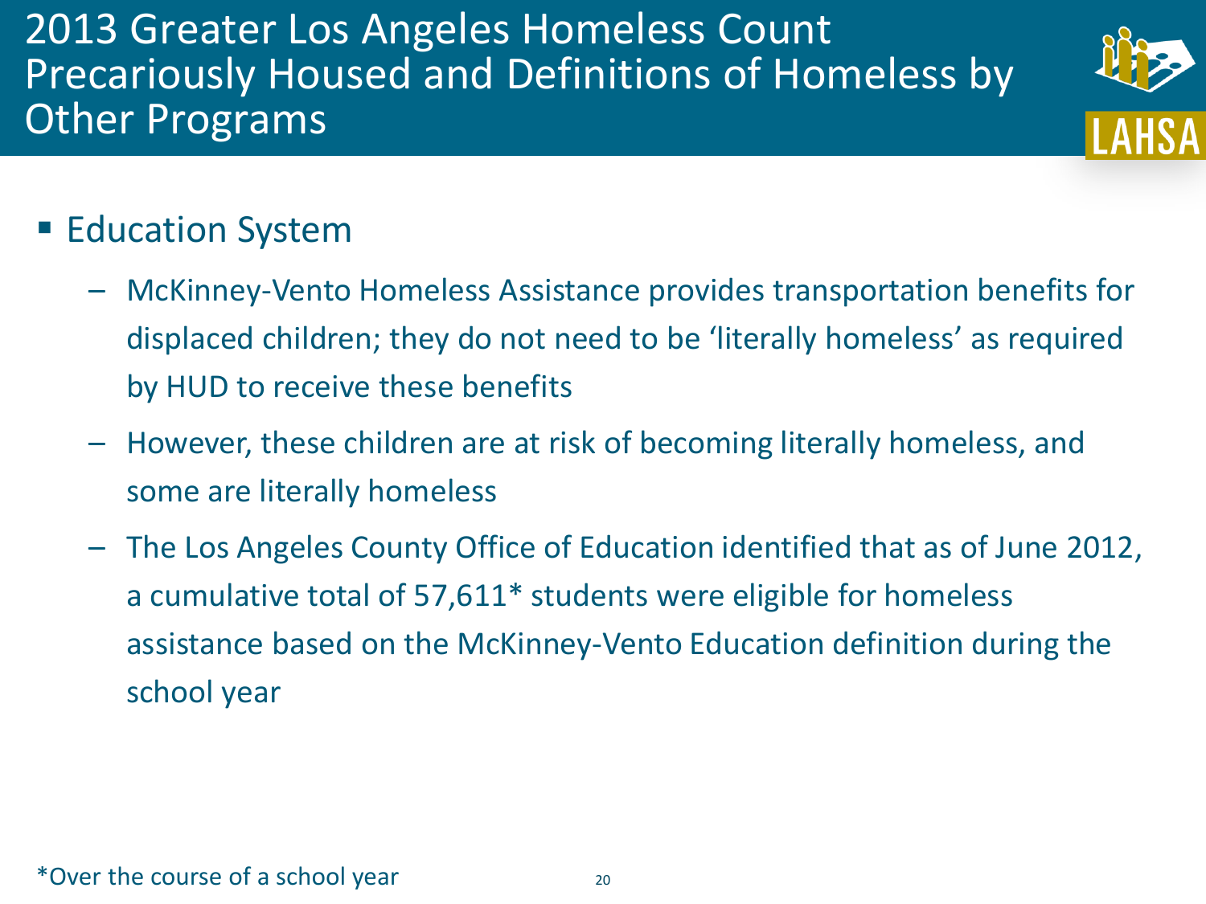# 2013 Greater Los Angeles Homeless Count Precariously Housed and Definitions of Homeless by Other Programs

- Education System
  - McKinney-Vento Homeless Assistance provides transportation benefits for displaced children; they do not need to be 'literally homeless' as required by HUD to receive these benefits
  - However, these children are at risk of becoming literally homeless, and some are literally homeless
  - The Los Angeles County Office of Education identified that as of June 2012, a cumulative total of 57,611* students were eligible for homeless assistance based on the McKinney-Vento Education definition during the school year

*Over the course of a school year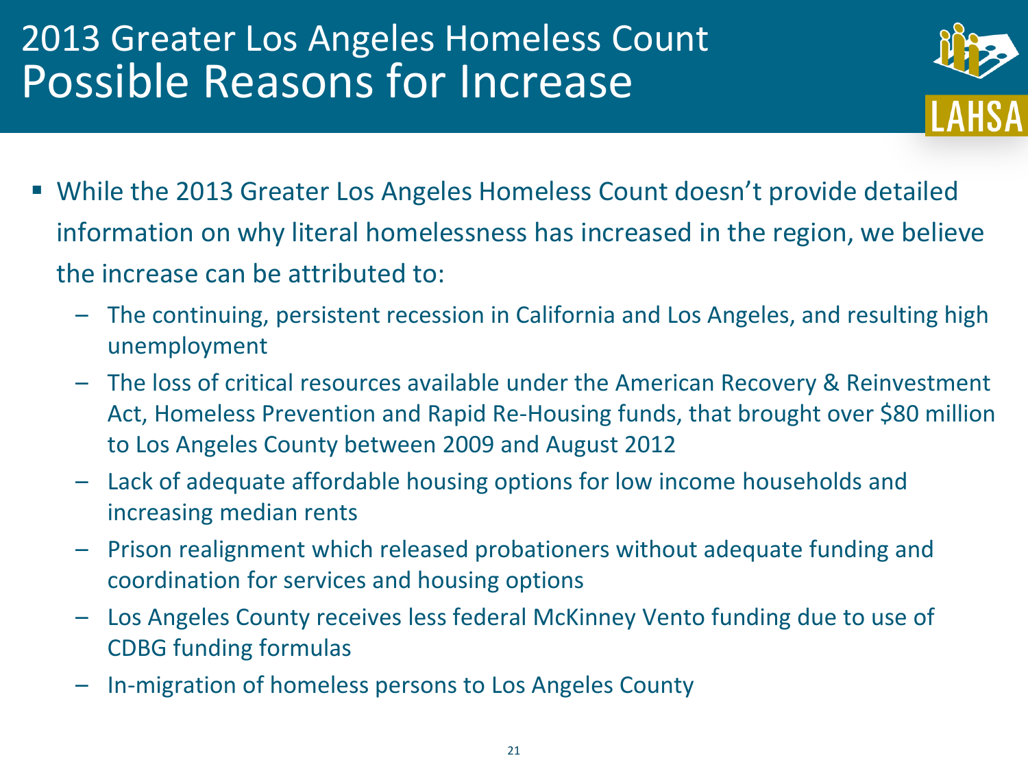# 2013 Greater Los Angeles Homeless Count
## Possible Reasons for Increase

- While the 2013 Greater Los Angeles Homeless Count doesn't provide detailed information on why literal homelessness has increased in the region, we believe the increase can be attributed to:
  - The continuing, persistent recession in California and Los Angeles, and resulting high unemployment
  - The loss of critical resources available under the American Recovery & Reinvestment Act, Homeless Prevention and Rapid Re-Housing funds, that brought over $80 million to Los Angeles County between 2009 and August 2012
  - Lack of adequate affordable housing options for low income households and increasing median rents
  - Prison realignment which released probationers without adequate funding and coordination for services and housing options
  - Los Angeles County receives less federal McKinney Vento funding due to use of CDBG funding formulas
  - In-migration of homeless persons to Los Angeles County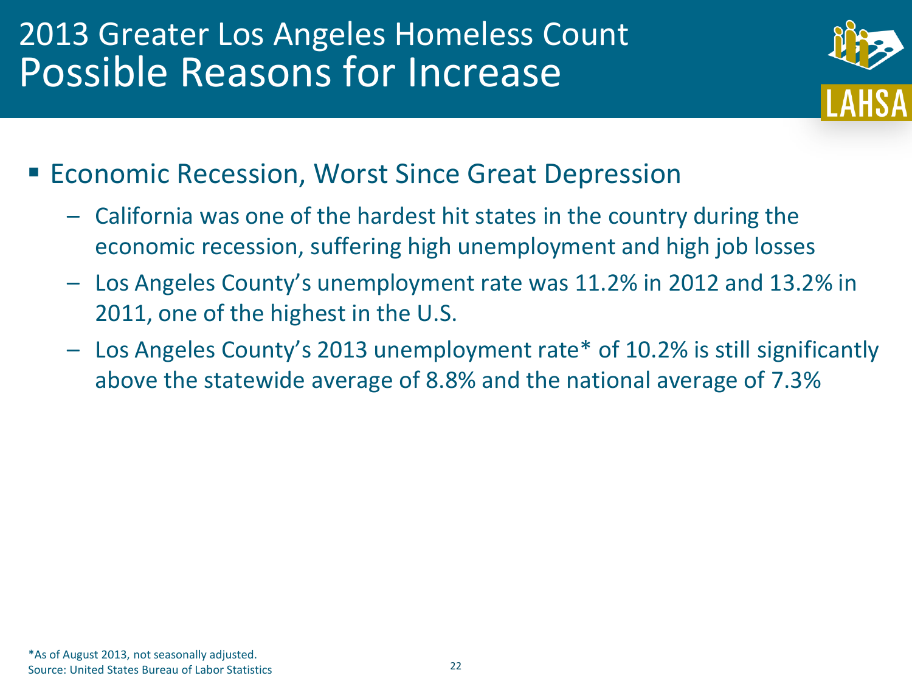# 2013 Greater Los Angeles Homeless Count
## Possible Reasons for Increase

- Economic Recession, Worst Since Great Depression
  - California was one of the hardest hit states in the country during the economic recession, suffering high unemployment and high job losses
  - Los Angeles County's unemployment rate was 11.2% in 2012 and 13.2% in 2011, one of the highest in the U.S.
  - Los Angeles County's 2013 unemployment rate* of 10.2% is still significantly above the statewide average of 8.8% and the national average of 7.3%

*As of August 2013, not seasonally adjusted.
Source: United States Bureau of Labor Statistics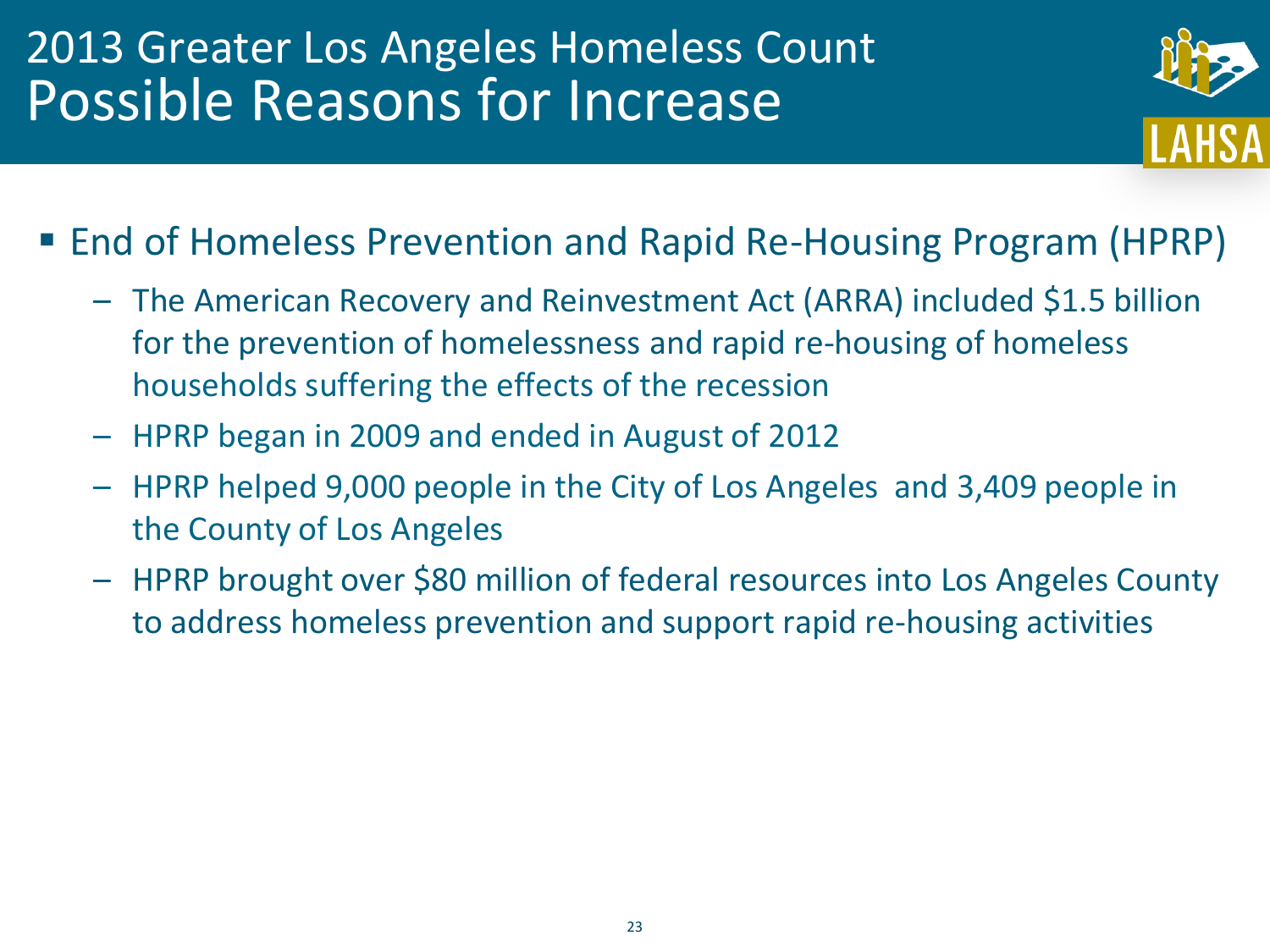# 2013 Greater Los Angeles Homeless Count
## Possible Reasons for Increase

- End of Homeless Prevention and Rapid Re-Housing Program (HPRP)
  - The American Recovery and Reinvestment Act (ARRA) included $1.5 billion for the prevention of homelessness and rapid re-housing of homeless households suffering the effects of the recession
  - HPRP began in 2009 and ended in August of 2012
  - HPRP helped 9,000 people in the City of Los Angeles and 3,409 people in the County of Los Angeles
  - HPRP brought over $80 million of federal resources into Los Angeles County to address homeless prevention and support rapid re-housing activities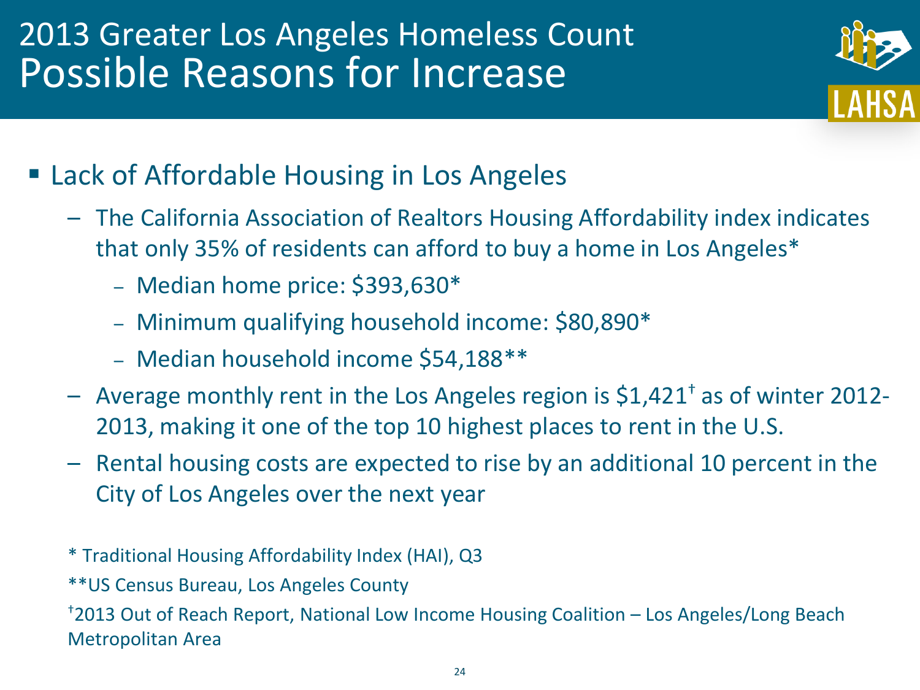# 2013 Greater Los Angeles Homeless Count
## Possible Reasons for Increase

- Lack of Affordable Housing in Los Angeles
  - The California Association of Realtors Housing Affordability index indicates that only 35% of residents can afford to buy a home in Los Angeles*
    - Median home price: $393,630*
    - Minimum qualifying household income: $80,890*
    - Median household income $54,188**
  - Average monthly rent in the Los Angeles region is $1,421† as of winter 2012-2013, making it one of the top 10 highest places to rent in the U.S.
  - Rental housing costs are expected to rise by an additional 10 percent in the City of Los Angeles over the next year

* Traditional Housing Affordability Index (HAI), Q3

**US Census Bureau, Los Angeles County

†2013 Out of Reach Report, National Low Income Housing Coalition – Los Angeles/Long Beach Metropolitan Area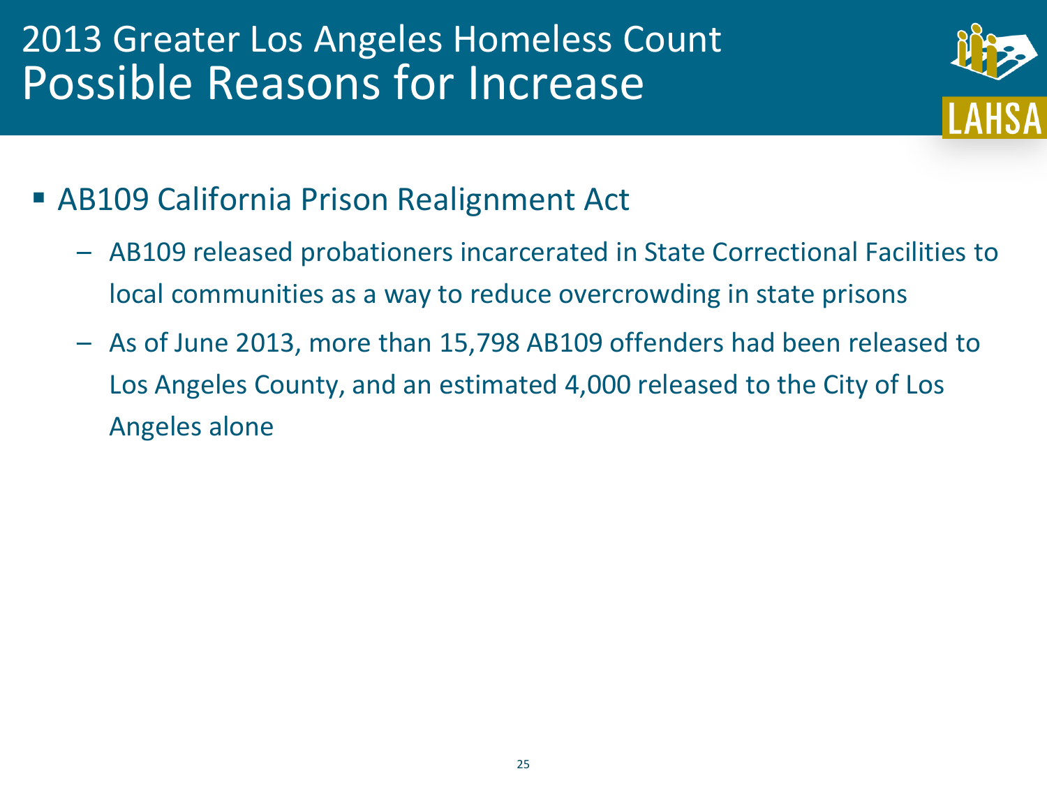# 2013 Greater Los Angeles Homeless Count
## Possible Reasons for Increase

- AB109 California Prison Realignment Act
  - AB109 released probationers incarcerated in State Correctional Facilities to local communities as a way to reduce overcrowding in state prisons
  - As of June 2013, more than 15,798 AB109 offenders had been released to Los Angeles County, and an estimated 4,000 released to the City of Los Angeles alone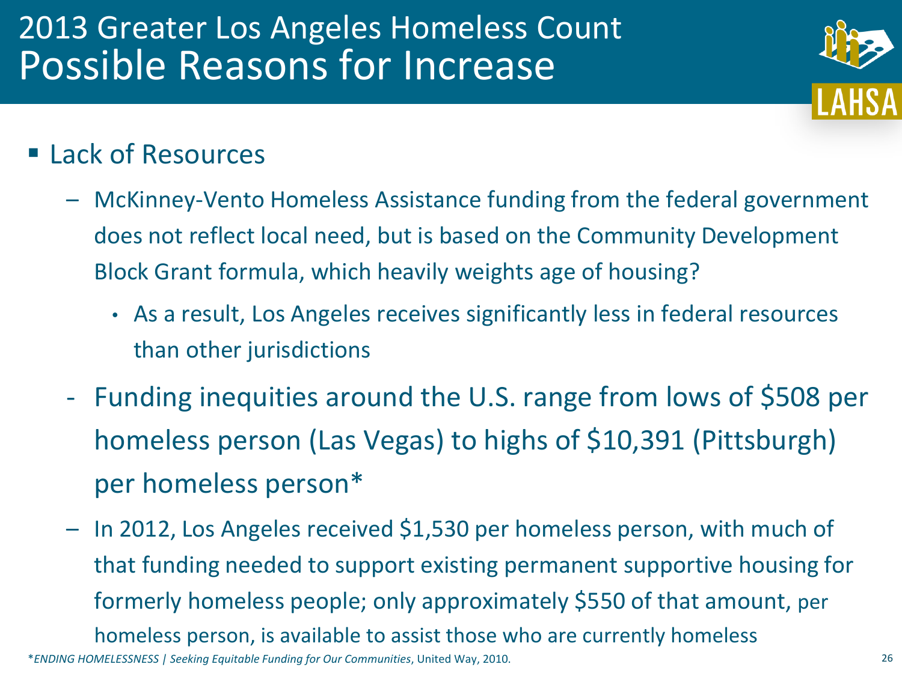# 2013 Greater Los Angeles Homeless Count
## Possible Reasons for Increase

- Lack of Resources
  - McKinney-Vento Homeless Assistance funding from the federal government does not reflect local need, but is based on the Community Development Block Grant formula, which heavily weights age of housing?
    - As a result, Los Angeles receives significantly less in federal resources than other jurisdictions
  - Funding inequities around the U.S. range from lows of $508 per homeless person (Las Vegas) to highs of $10,391 (Pittsburgh) per homeless person*
  - In 2012, Los Angeles received $1,530 per homeless person, with much of that funding needed to support existing permanent supportive housing for formerly homeless people; only approximately $550 of that amount, per homeless person, is available to assist those who are currently homeless

*_ENDING HOMELESSNESS | Seeking Equitable Funding for Our Communities_, United Way, 2010.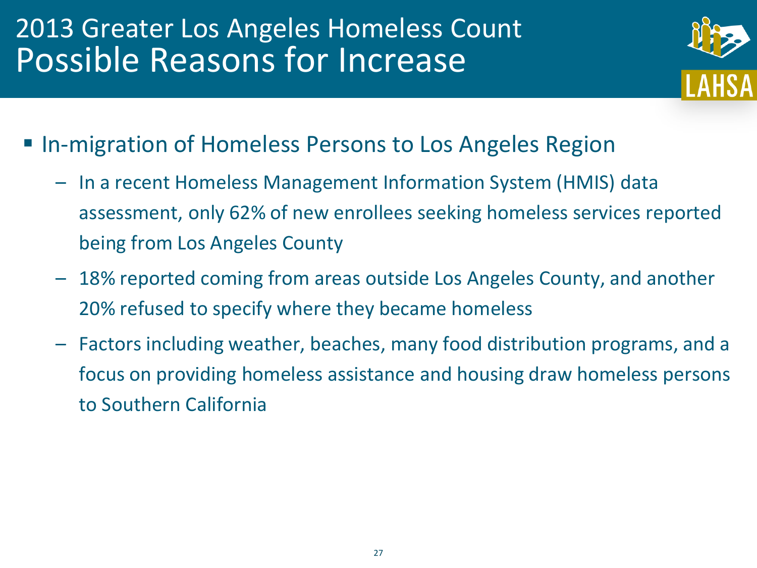# 2013 Greater Los Angeles Homeless Count
## Possible Reasons for Increase

- In-migration of Homeless Persons to Los Angeles Region
  - In a recent Homeless Management Information System (HMIS) data assessment, only 62% of new enrollees seeking homeless services reported being from Los Angeles County
  - 18% reported coming from areas outside Los Angeles County, and another 20% refused to specify where they became homeless
  - Factors including weather, beaches, many food distribution programs, and a focus on providing homeless assistance and housing draw homeless persons to Southern California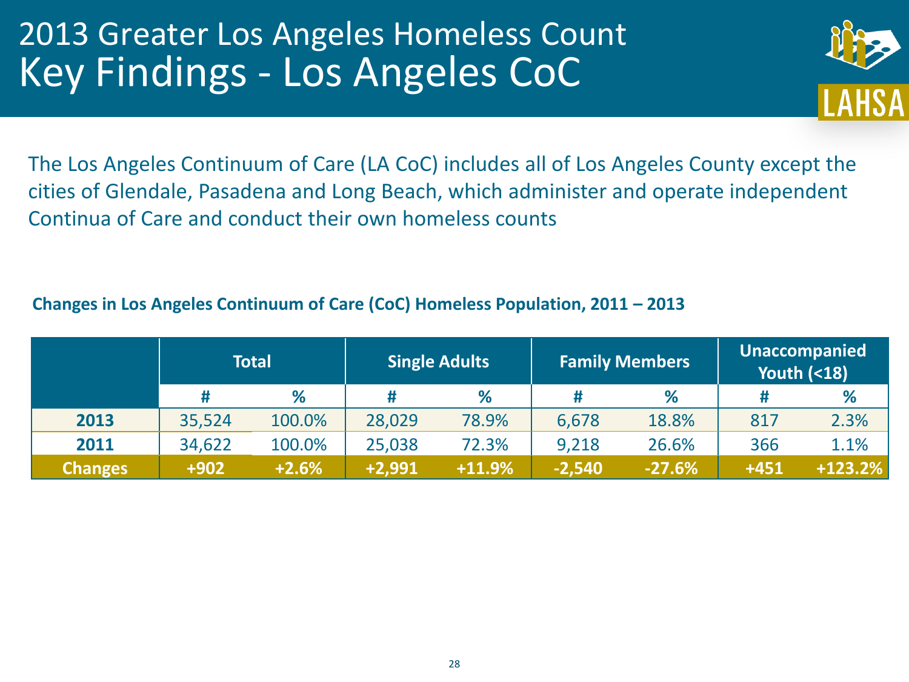# 2013 Greater Los Angeles Homeless Count

## Key Findings - Los Angeles CoC

The Los Angeles Continuum of Care (LA CoC) includes all of Los Angeles County except the cities of Glendale, Pasadena and Long Beach, which administer and operate independent Continua of Care and conduct their own homeless counts

**Changes in Los Angeles Continuum of Care (CoC) Homeless Population, 2011 – 2013**

| | Total | | Single Adults | | Family Members | | Unaccompanied Youth (<18) | |
|---|---|---|---|---|---|---|---|---|
| | # | % | # | % | # | % | # | % |
| **2013** | 35,524 | 100.0% | 28,029 | 78.9% | 6,678 | 18.8% | 817 | 2.3% |
| **2011** | 34,622 | 100.0% | 25,038 | 72.3% | 9,218 | 26.6% | 366 | 1.1% |
| **Changes** | **+902** | **+2.6%** | **+2,991** | **+11.9%** | **-2,540** | **-27.6%** | **+451** | **+123.2%** |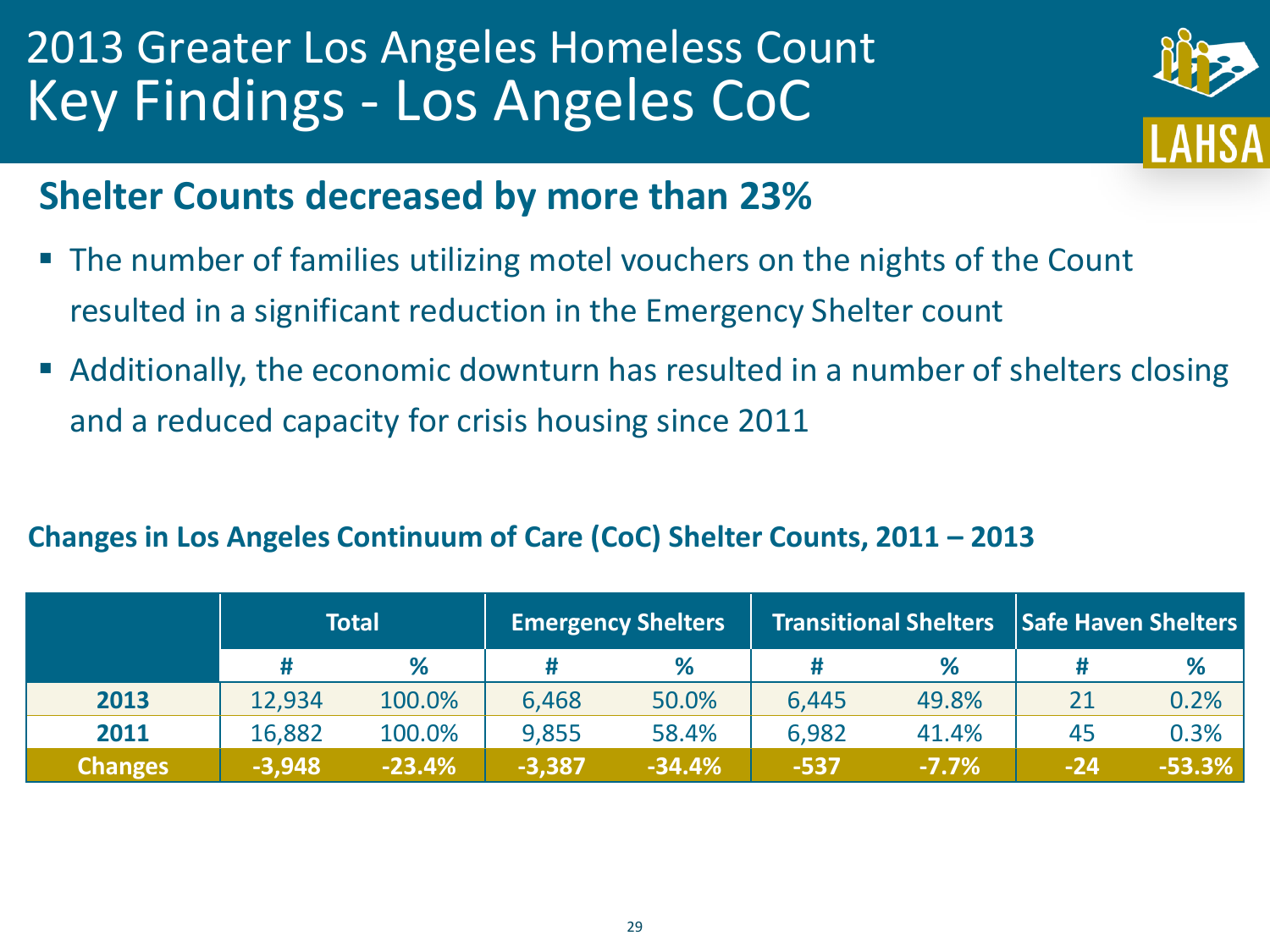# 2013 Greater Los Angeles Homeless Count
# Key Findings - Los Angeles CoC

LAHSA

## Shelter Counts decreased by more than 23%

- The number of families utilizing motel vouchers on the nights of the Count resulted in a significant reduction in the Emergency Shelter count
- Additionally, the economic downturn has resulted in a number of shelters closing and a reduced capacity for crisis housing since 2011

**Changes in Los Angeles Continuum of Care (CoC) Shelter Counts, 2011 – 2013**

| | Total | | Emergency Shelters | | Transitional Shelters | | Safe Haven Shelters | |
|---|---|---|---|---|---|---|---|---|
| | # | % | # | % | # | % | # | % |
| **2013** | 12,934 | 100.0% | 6,468 | 50.0% | 6,445 | 49.8% | 21 | 0.2% |
| **2011** | 16,882 | 100.0% | 9,855 | 58.4% | 6,982 | 41.4% | 45 | 0.3% |
| **Changes** | **-3,948** | **-23.4%** | **-3,387** | **-34.4%** | **-537** | **-7.7%** | **-24** | **-53.3%** |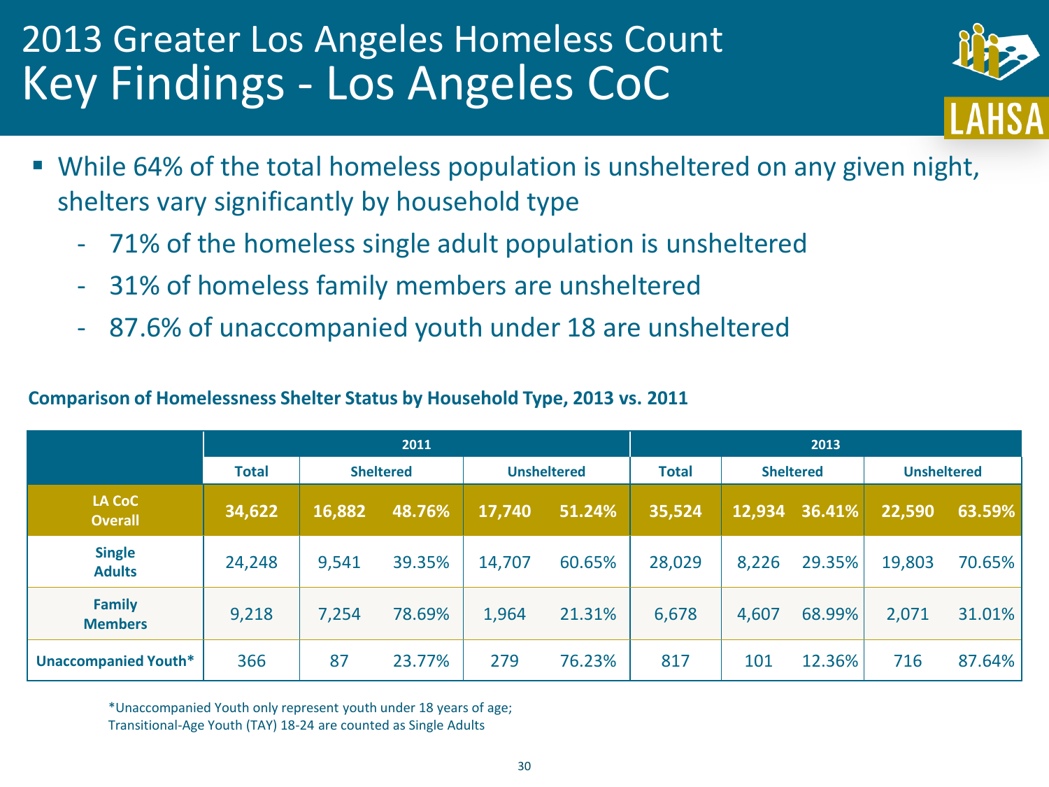# 2013 Greater Los Angeles Homeless Count
## Key Findings - Los Angeles CoC

- While 64% of the total homeless population is unsheltered on any given night, shelters vary significantly by household type
  - 71% of the homeless single adult population is unsheltered
  - 31% of homeless family members are unsheltered
  - 87.6% of unaccompanied youth under 18 are unsheltered

**Comparison of Homelessness Shelter Status by Household Type, 2013 vs. 2011**

| | 2011 | | | | | 2013 | | | | |
|---|---|---|---|---|---|---|---|---|---|---|
| | Total | Sheltered | | Unsheltered | | Total | Sheltered | | Unsheltered | |
| **LA CoC Overall** | **34,622** | **16,882** | **48.76%** | **17,740** | **51.24%** | **35,524** | **12,934** | **36.41%** | **22,590** | **63.59%** |
| **Single Adults** | 24,248 | 9,541 | 39.35% | 14,707 | 60.65% | 28,029 | 8,226 | 29.35% | 19,803 | 70.65% |
| **Family Members** | 9,218 | 7,254 | 78.69% | 1,964 | 21.31% | 6,678 | 4,607 | 68.99% | 2,071 | 31.01% |
| **Unaccompanied Youth*** | 366 | 87 | 23.77% | 279 | 76.23% | 817 | 101 | 12.36% | 716 | 87.64% |

*Unaccompanied Youth only represent youth under 18 years of age;
Transitional-Age Youth (TAY) 18-24 are counted as Single Adults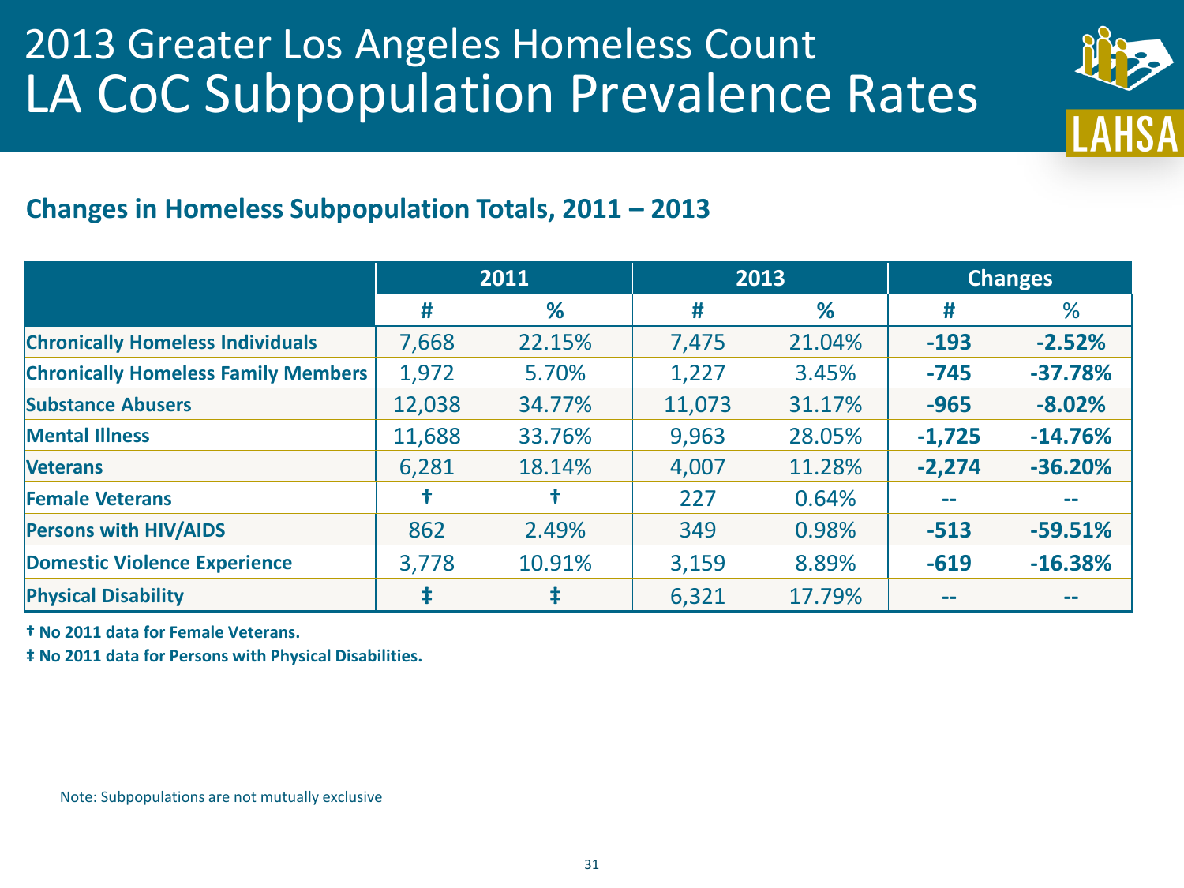# 2013 Greater Los Angeles Homeless Count
# LA CoC Subpopulation Prevalence Rates

LAHSA

## Changes in Homeless Subpopulation Totals, 2011 – 2013

| | 2011 | | 2013 | | Changes | |
|---|---|---|---|---|---|---|
| | # | % | # | % | # | % |
| **Chronically Homeless Individuals** | 7,668 | 22.15% | 7,475 | 21.04% | **-193** | **-2.52%** |
| **Chronically Homeless Family Members** | 1,972 | 5.70% | 1,227 | 3.45% | **-745** | **-37.78%** |
| **Substance Abusers** | 12,038 | 34.77% | 11,073 | 31.17% | **-965** | **-8.02%** |
| **Mental Illness** | 11,688 | 33.76% | 9,963 | 28.05% | **-1,725** | **-14.76%** |
| **Veterans** | 6,281 | 18.14% | 4,007 | 11.28% | **-2,274** | **-36.20%** |
| **Female Veterans** | † | † | 227 | 0.64% | -- | -- |
| **Persons with HIV/AIDS** | 862 | 2.49% | 349 | 0.98% | **-513** | **-59.51%** |
| **Domestic Violence Experience** | 3,778 | 10.91% | 3,159 | 8.89% | **-619** | **-16.38%** |
| **Physical Disability** | ‡ | ‡ | 6,321 | 17.79% | -- | -- |

**† No 2011 data for Female Veterans.**

**‡ No 2011 data for Persons with Physical Disabilities.**

Note: Subpopulations are not mutually exclusive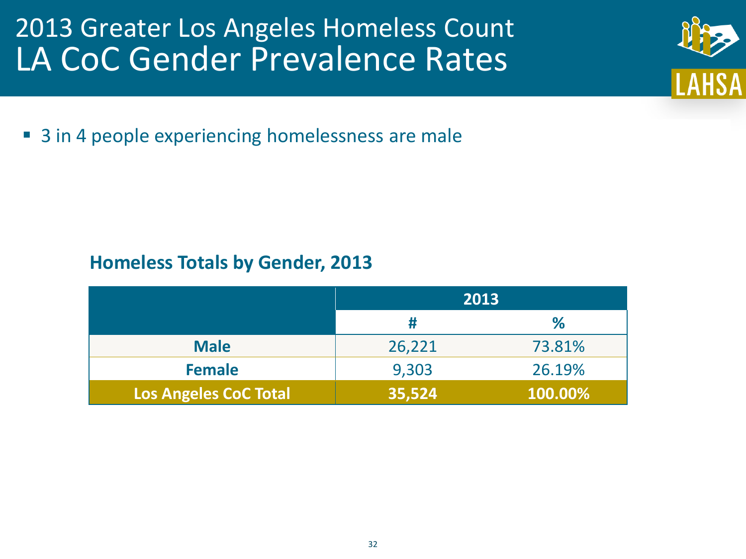# 2013 Greater Los Angeles Homeless Count
## LA CoC Gender Prevalence Rates

- 3 in 4 people experiencing homelessness are male

### Homeless Totals by Gender, 2013

| | 2013 | |
|---|---|---|
| | # | % |
| **Male** | 26,221 | 73.81% |
| **Female** | 9,303 | 26.19% |
| **Los Angeles CoC Total** | **35,524** | **100.00%** |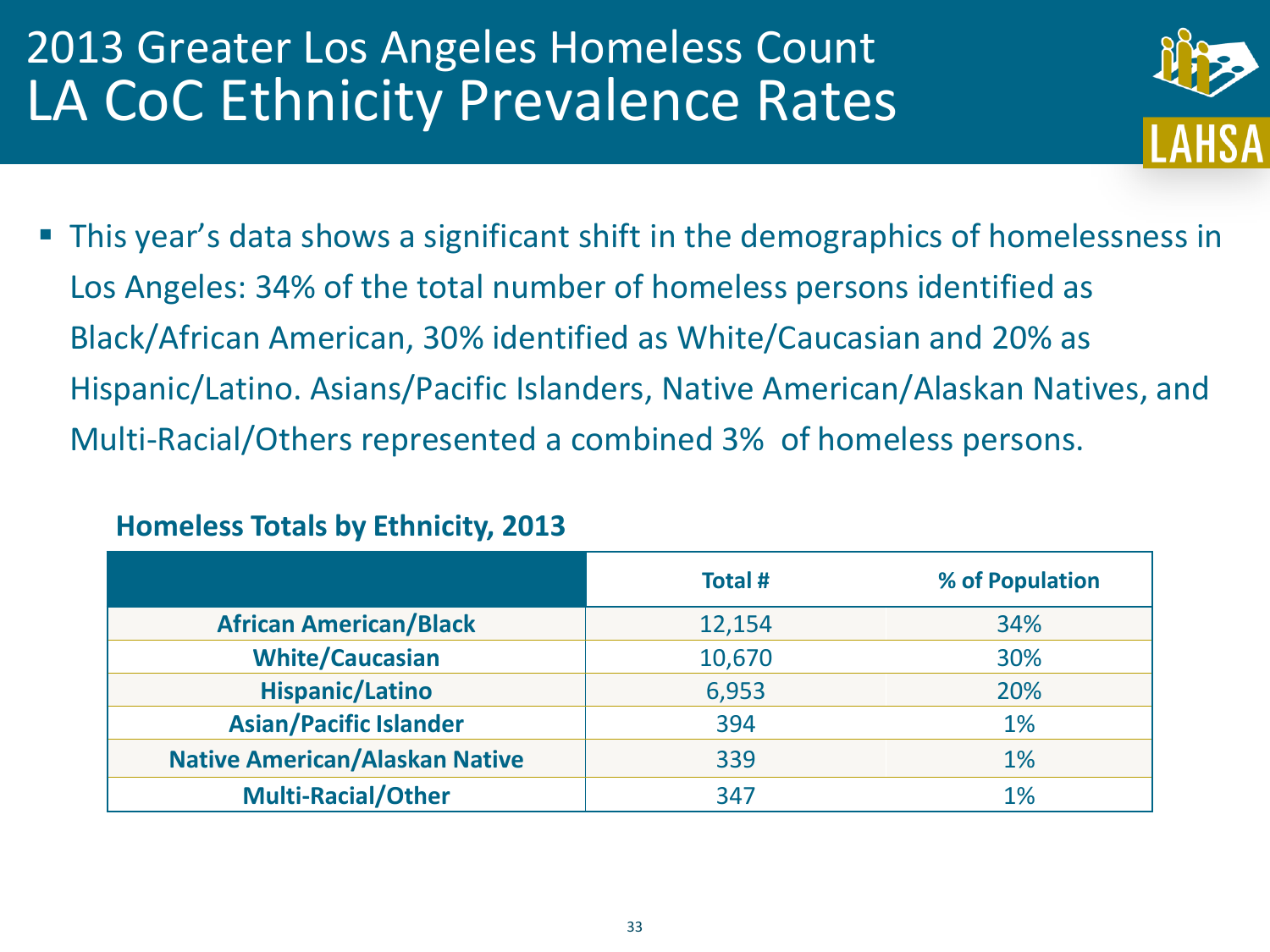# 2013 Greater Los Angeles Homeless Count
## LA CoC Ethnicity Prevalence Rates

- This year's data shows a significant shift in the demographics of homelessness in Los Angeles: 34% of the total number of homeless persons identified as Black/African American, 30% identified as White/Caucasian and 20% as Hispanic/Latino. Asians/Pacific Islanders, Native American/Alaskan Natives, and Multi-Racial/Others represented a combined 3% of homeless persons.

**Homeless Totals by Ethnicity, 2013**

| | Total # | % of Population |
|---|---|---|
| **African American/Black** | 12,154 | 34% |
| **White/Caucasian** | 10,670 | 30% |
| **Hispanic/Latino** | 6,953 | 20% |
| **Asian/Pacific Islander** | 394 | 1% |
| **Native American/Alaskan Native** | 339 | 1% |
| **Multi-Racial/Other** | 347 | 1% |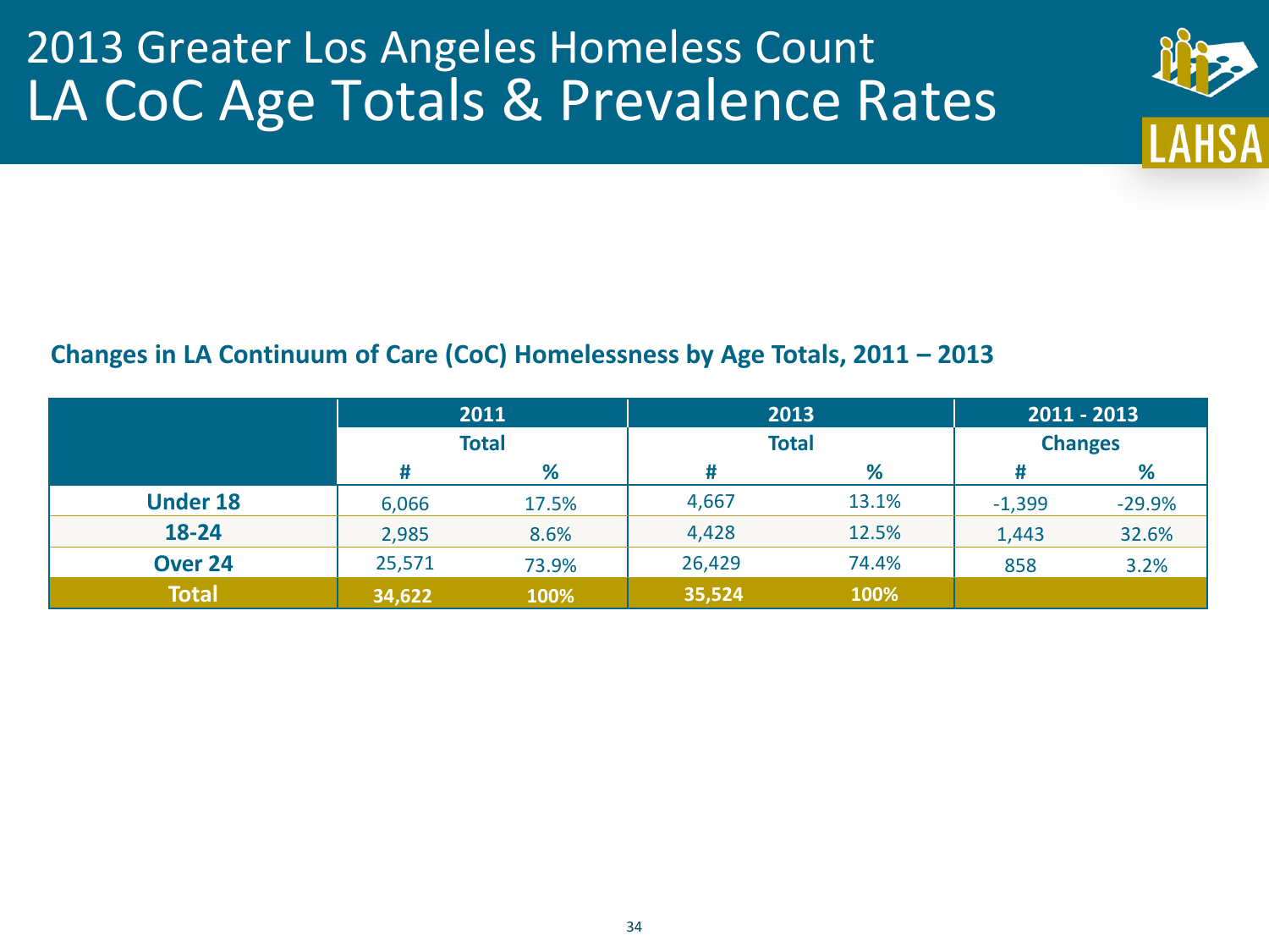# 2013 Greater Los Angeles Homeless Count

## LA CoC Age Totals & Prevalence Rates

**Changes in LA Continuum of Care (CoC) Homelessness by Age Totals, 2011 – 2013**

| | 2011 | | 2013 | | 2011 - 2013 | |
|---|---|---|---|---|---|---|
| | Total | | Total | | Changes | |
| | # | % | # | % | # | % |
| **Under 18** | 6,066 | 17.5% | 4,667 | 13.1% | -1,399 | -29.9% |
| **18-24** | 2,985 | 8.6% | 4,428 | 12.5% | 1,443 | 32.6% |
| **Over 24** | 25,571 | 73.9% | 26,429 | 74.4% | 858 | 3.2% |
| **Total** | **34,622** | **100%** | **35,524** | **100%** | | |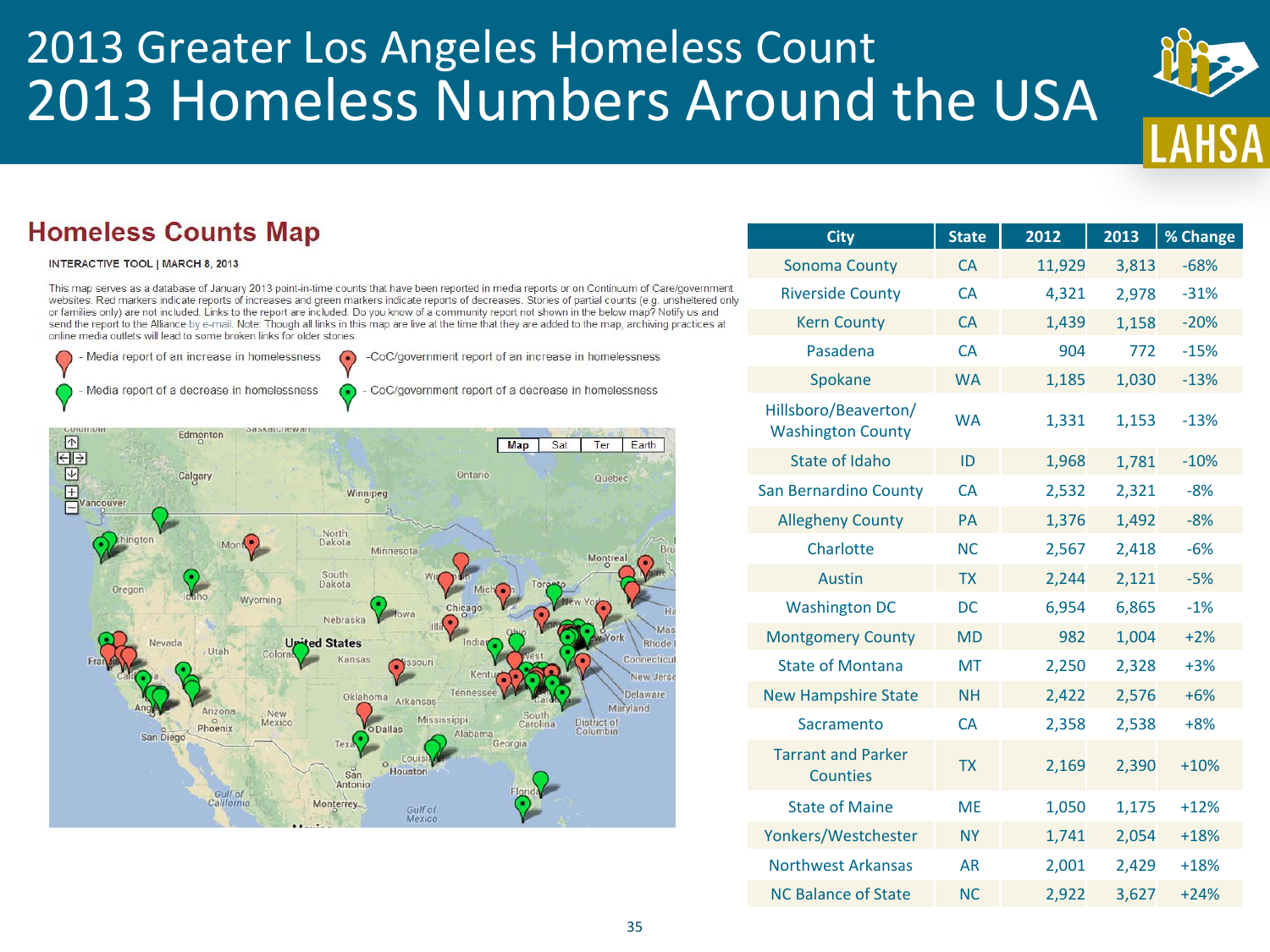# 2013 Greater Los Angeles Homeless Count
## 2013 Homeless Numbers Around the USA

### Homeless Counts Map

INTERACTIVE TOOL | MARCH 8, 2013

This map serves as a database of January 2013 point-in-time counts that have been reported in media reports or on Continuum of Care/government websites. Red markers indicate reports of increases and green markers indicate reports of decreases. Stories of partial counts (e.g. unsheltered only or families only) are not included. Links to the report are included. Do you know of a community report not shown in the below map? Notify us and send the report to the Alliance by e-mail. Note: Though all links in this map are live at the time that they are added to the map, archiving practices at online media outlets will lead to some broken links for older stories.

- Media report of an increase in homelessness
- CoC/government report of an increase in homelessness
- Media report of a decrease in homelessness
- CoC/government report of a decrease in homelessness

| City | State | 2012 | 2013 | % Change |
|---|---|---|---|---|
| Sonoma County | CA | 11,929 | 3,813 | -68% |
| Riverside County | CA | 4,321 | 2,978 | -31% |
| Kern County | CA | 1,439 | 1,158 | -20% |
| Pasadena | CA | 904 | 772 | -15% |
| Spokane | WA | 1,185 | 1,030 | -13% |
| Hillsboro/Beaverton/ Washington County | WA | 1,331 | 1,153 | -13% |
| State of Idaho | ID | 1,968 | 1,781 | -10% |
| San Bernardino County | CA | 2,532 | 2,321 | -8% |
| Allegheny County | PA | 1,376 | 1,492 | -8% |
| Charlotte | NC | 2,567 | 2,418 | -6% |
| Austin | TX | 2,244 | 2,121 | -5% |
| Washington DC | DC | 6,954 | 6,865 | -1% |
| Montgomery County | MD | 982 | 1,004 | +2% |
| State of Montana | MT | 2,250 | 2,328 | +3% |
| New Hampshire State | NH | 2,422 | 2,576 | +6% |
| Sacramento | CA | 2,358 | 2,538 | +8% |
| Tarrant and Parker Counties | TX | 2,169 | 2,390 | +10% |
| State of Maine | ME | 1,050 | 1,175 | +12% |
| Yonkers/Westchester | NY | 1,741 | 2,054 | +18% |
| Northwest Arkansas | AR | 2,001 | 2,429 | +18% |
| NC Balance of State | NC | 2,922 | 3,627 | +24% |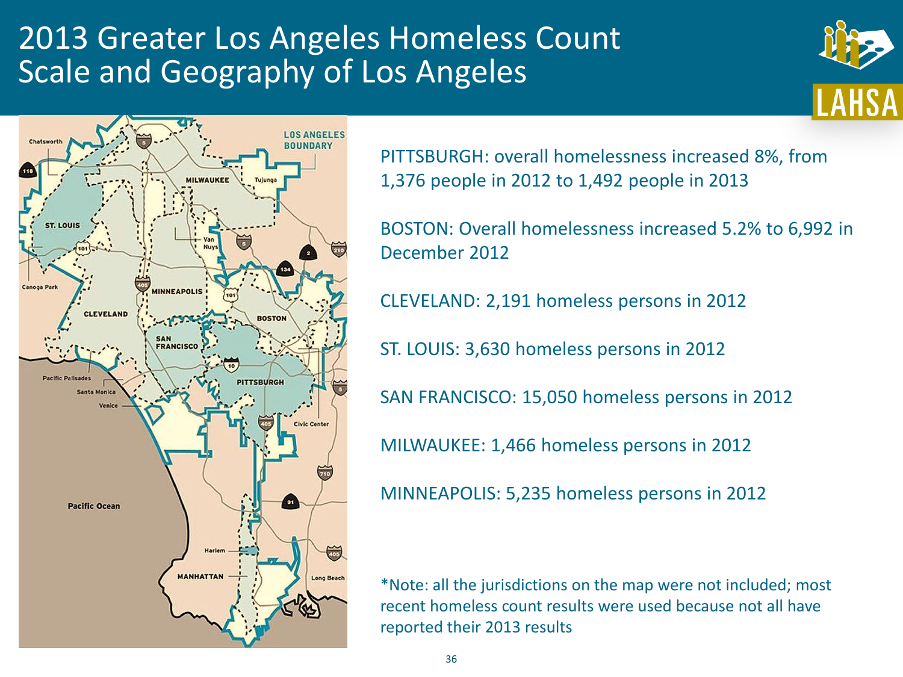# 2013 Greater Los Angeles Homeless Count
## Scale and Geography of Los Angeles

PITTSBURGH: overall homelessness increased 8%, from 1,376 people in 2012 to 1,492 people in 2013

BOSTON: Overall homelessness increased 5.2% to 6,992 in December 2012

CLEVELAND: 2,191 homeless persons in 2012

ST. LOUIS: 3,630 homeless persons in 2012

SAN FRANCISCO: 15,050 homeless persons in 2012

MILWAUKEE: 1,466 homeless persons in 2012

MINNEAPOLIS: 5,235 homeless persons in 2012

*Note: all the jurisdictions on the map were not included; most recent homeless count results were used because not all have reported their 2013 results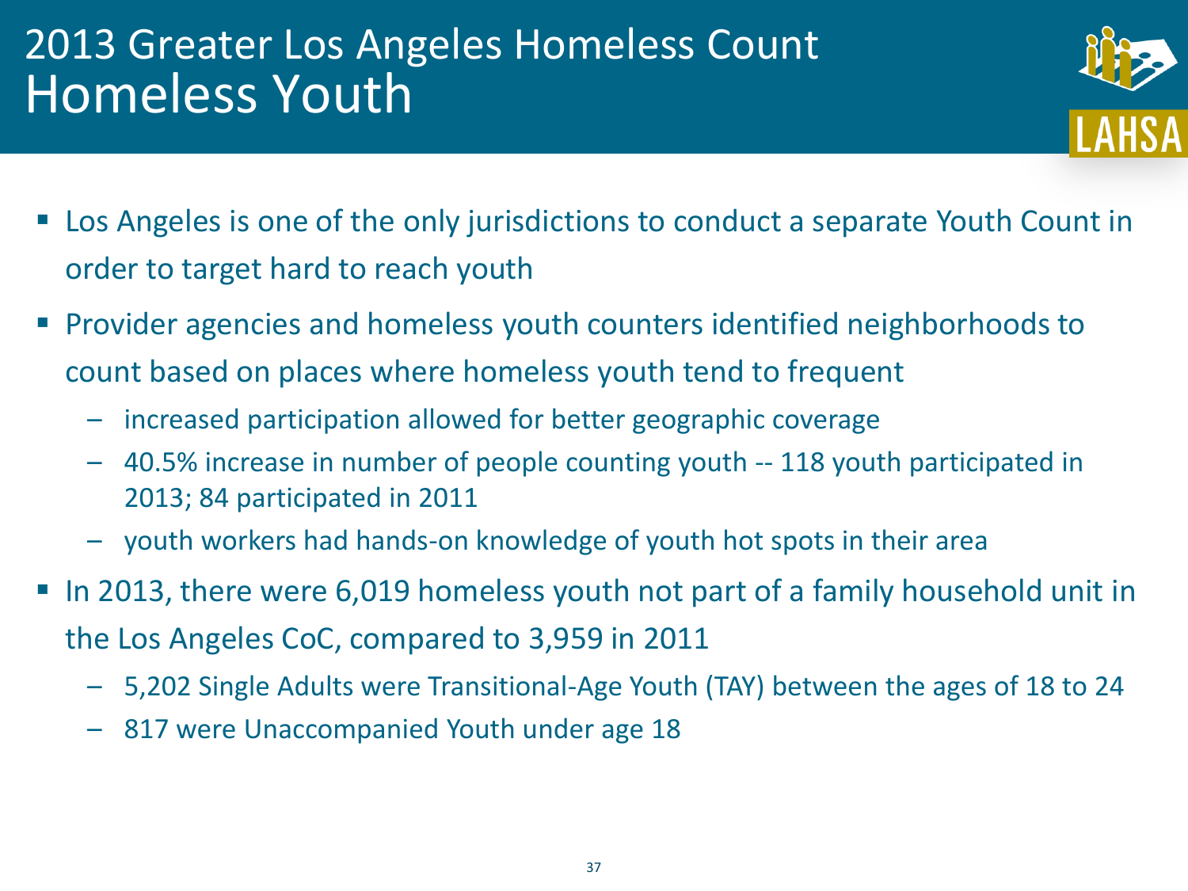# 2013 Greater Los Angeles Homeless Count
## Homeless Youth

- Los Angeles is one of the only jurisdictions to conduct a separate Youth Count in order to target hard to reach youth
- Provider agencies and homeless youth counters identified neighborhoods to count based on places where homeless youth tend to frequent
  - increased participation allowed for better geographic coverage
  - 40.5% increase in number of people counting youth -- 118 youth participated in 2013; 84 participated in 2011
  - youth workers had hands-on knowledge of youth hot spots in their area
- In 2013, there were 6,019 homeless youth not part of a family household unit in the Los Angeles CoC, compared to 3,959 in 2011
  - 5,202 Single Adults were Transitional-Age Youth (TAY) between the ages of 18 to 24
  - 817 were Unaccompanied Youth under age 18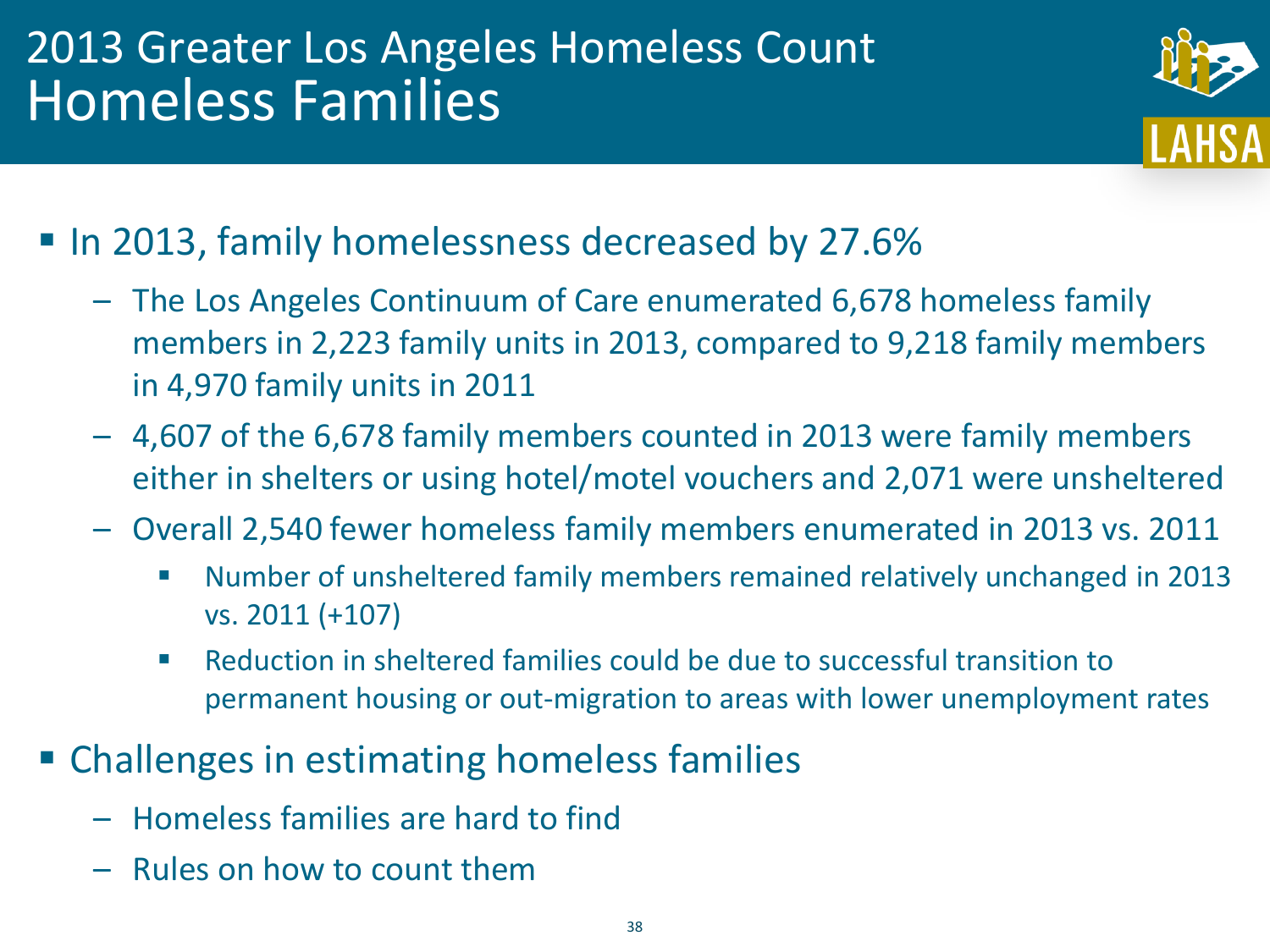# 2013 Greater Los Angeles Homeless Count
## Homeless Families

- In 2013, family homelessness decreased by 27.6%
  - The Los Angeles Continuum of Care enumerated 6,678 homeless family members in 2,223 family units in 2013, compared to 9,218 family members in 4,970 family units in 2011
  - 4,607 of the 6,678 family members counted in 2013 were family members either in shelters or using hotel/motel vouchers and 2,071 were unsheltered
  - Overall 2,540 fewer homeless family members enumerated in 2013 vs. 2011
    - Number of unsheltered family members remained relatively unchanged in 2013 vs. 2011 (+107)
    - Reduction in sheltered families could be due to successful transition to permanent housing or out-migration to areas with lower unemployment rates
- Challenges in estimating homeless families
  - Homeless families are hard to find
  - Rules on how to count them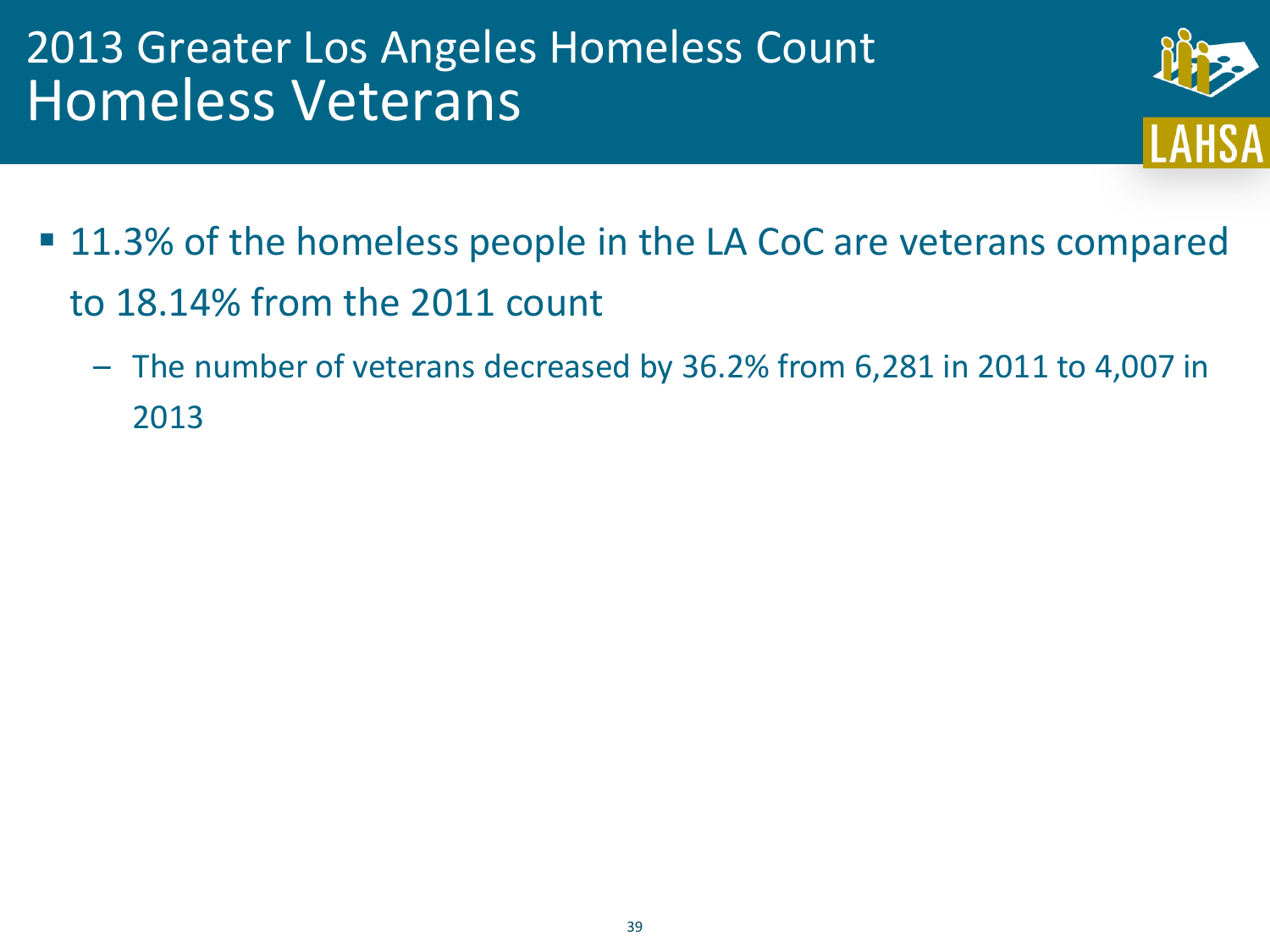# 2013 Greater Los Angeles Homeless Count
## Homeless Veterans

- 11.3% of the homeless people in the LA CoC are veterans compared to 18.14% from the 2011 count
  - The number of veterans decreased by 36.2% from 6,281 in 2011 to 4,007 in 2013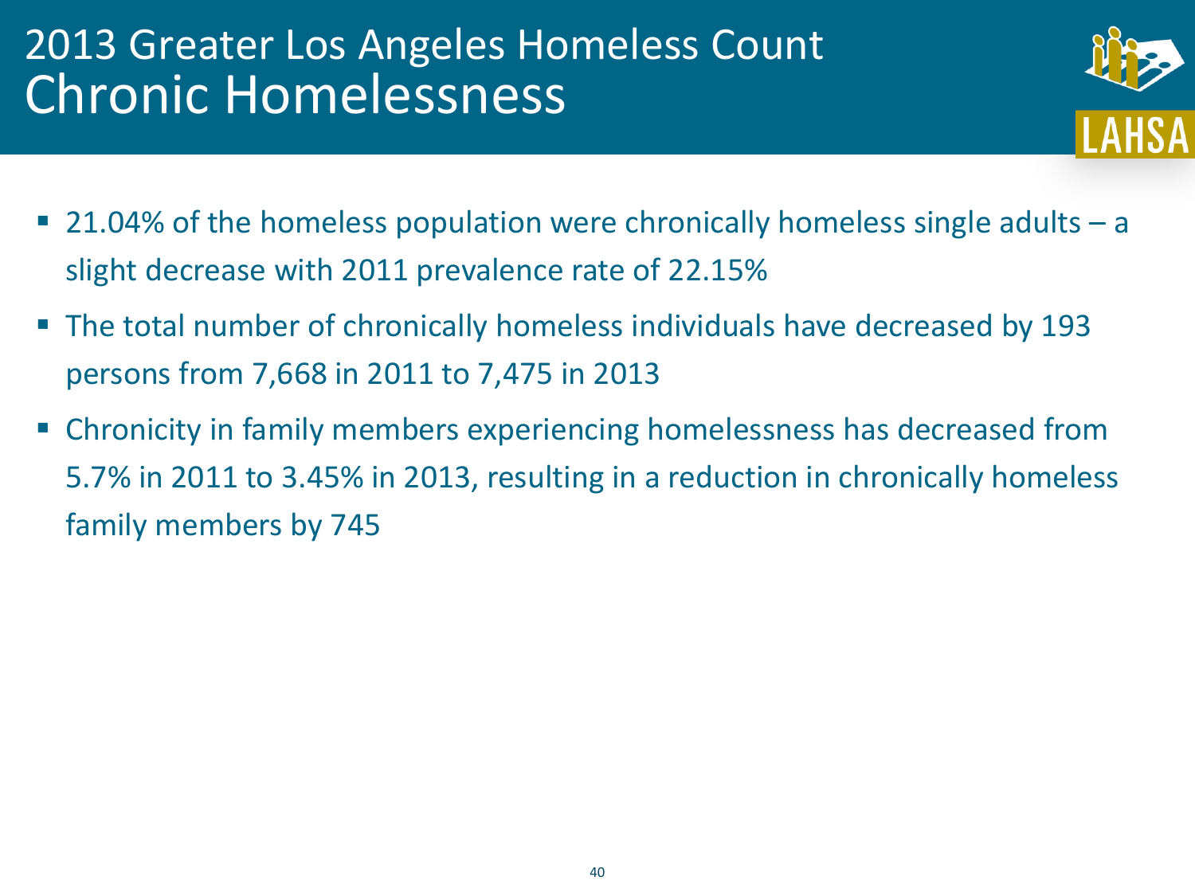# 2013 Greater Los Angeles Homeless Count
## Chronic Homelessness

- 21.04% of the homeless population were chronically homeless single adults – a slight decrease with 2011 prevalence rate of 22.15%
- The total number of chronically homeless individuals have decreased by 193 persons from 7,668 in 2011 to 7,475 in 2013
- Chronicity in family members experiencing homelessness has decreased from 5.7% in 2011 to 3.45% in 2013, resulting in a reduction in chronically homeless family members by 745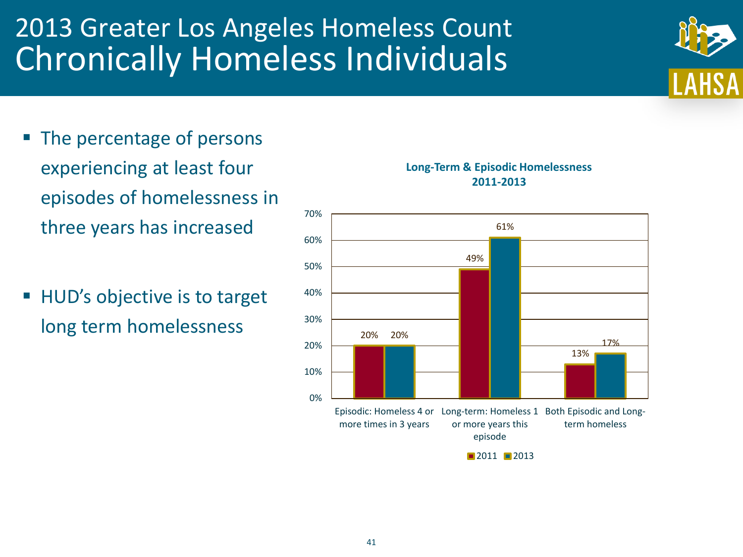# 2013 Greater Los Angeles Homeless Count
## Chronically Homeless Individuals

- The percentage of persons experiencing at least four episodes of homelessness in three years has increased
- HUD's objective is to target long term homelessness

**Long-Term & Episodic Homelessness 2011-2013**

| | 2011 | 2013 |
|---|---|---|
| Episodic: Homeless 4 or more times in 3 years | 20% | 20% |
| Long-term: Homeless 1 or more years this episode | 49% | 61% |
| Both Episodic and Long-term homeless | 13% | 17% |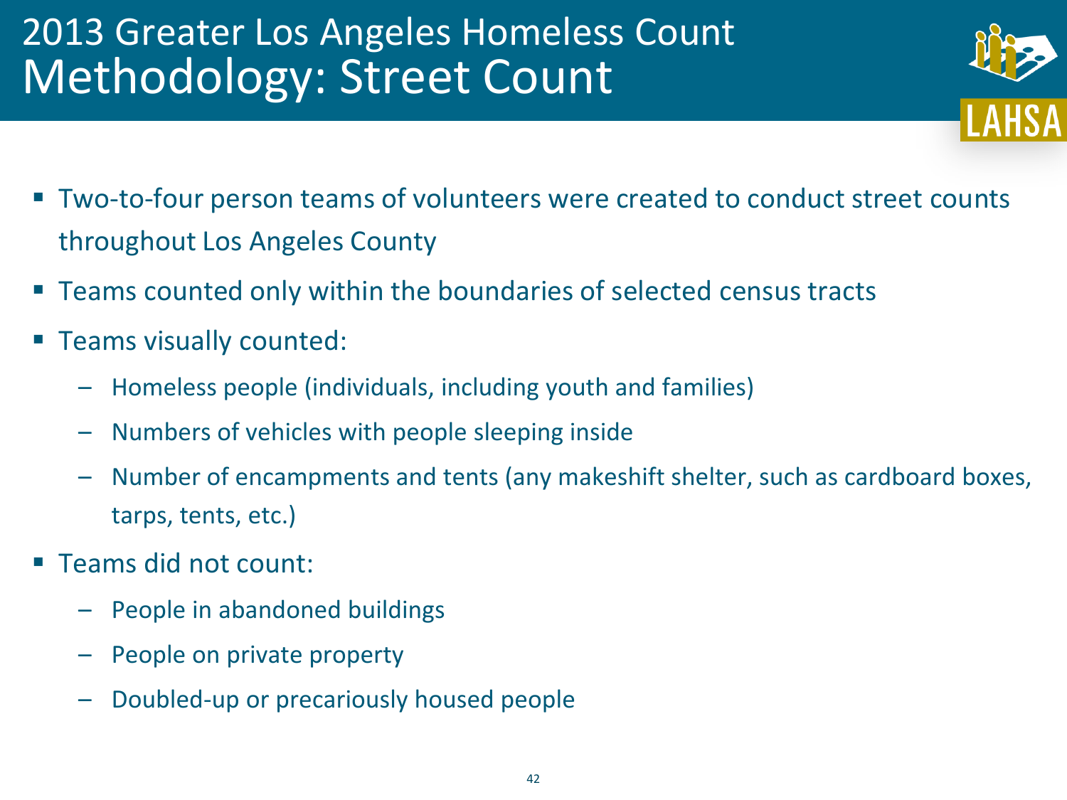# 2013 Greater Los Angeles Homeless Count
## Methodology: Street Count

- Two-to-four person teams of volunteers were created to conduct street counts throughout Los Angeles County
- Teams counted only within the boundaries of selected census tracts
- Teams visually counted:
  - Homeless people (individuals, including youth and families)
  - Numbers of vehicles with people sleeping inside
  - Number of encampments and tents (any makeshift shelter, such as cardboard boxes, tarps, tents, etc.)
- Teams did not count:
  - People in abandoned buildings
  - People on private property
  - Doubled-up or precariously housed people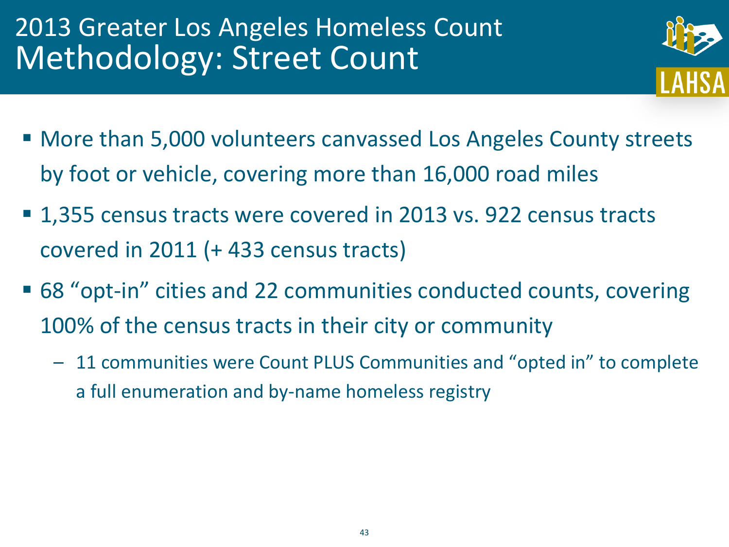# 2013 Greater Los Angeles Homeless Count
## Methodology: Street Count

- More than 5,000 volunteers canvassed Los Angeles County streets by foot or vehicle, covering more than 16,000 road miles
- 1,355 census tracts were covered in 2013 vs. 922 census tracts covered in 2011 (+ 433 census tracts)
- 68 "opt-in" cities and 22 communities conducted counts, covering 100% of the census tracts in their city or community
  - 11 communities were Count PLUS Communities and "opted in" to complete a full enumeration and by-name homeless registry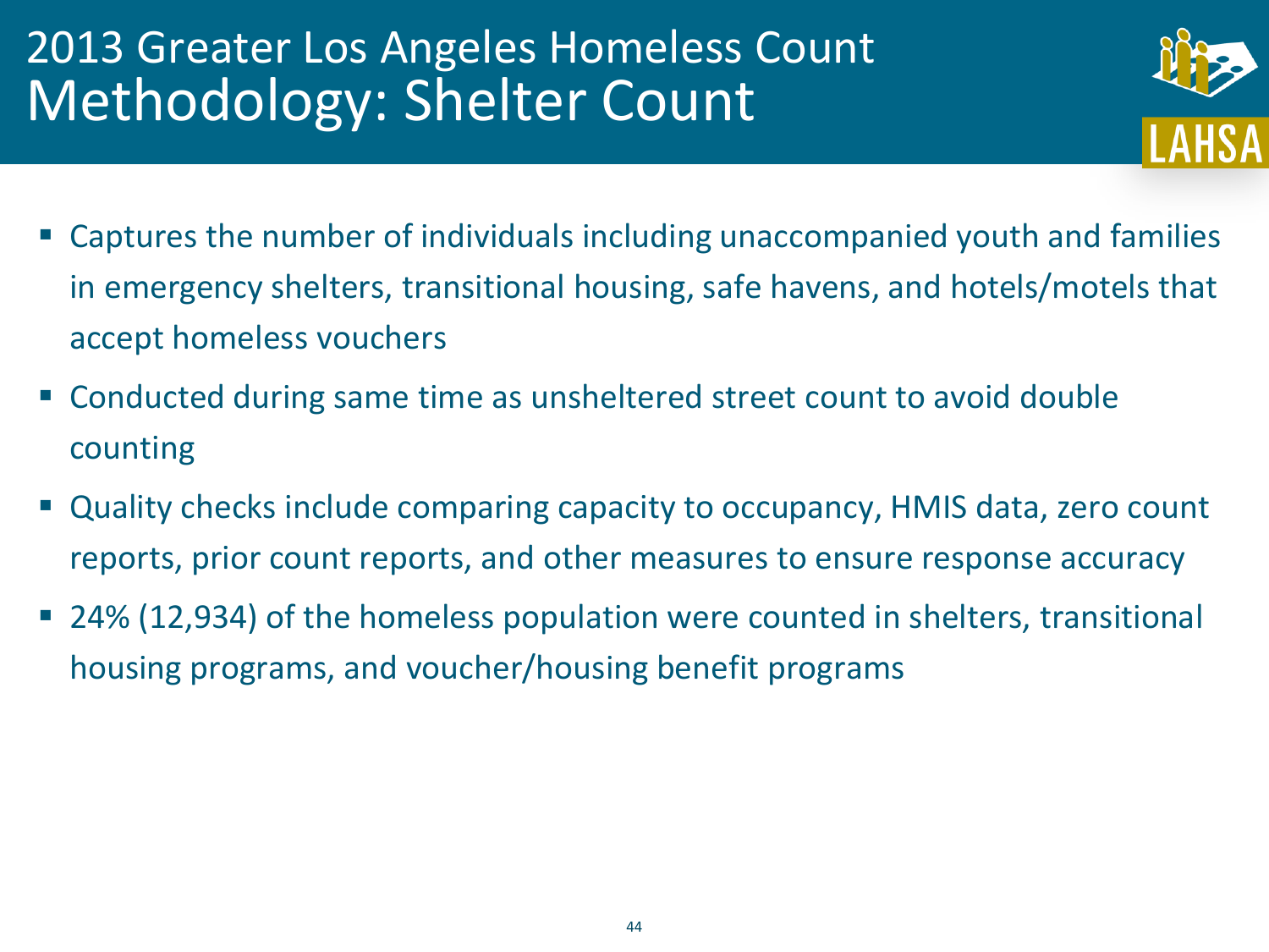# 2013 Greater Los Angeles Homeless Count

## Methodology: Shelter Count

- Captures the number of individuals including unaccompanied youth and families in emergency shelters, transitional housing, safe havens, and hotels/motels that accept homeless vouchers
- Conducted during same time as unsheltered street count to avoid double counting
- Quality checks include comparing capacity to occupancy, HMIS data, zero count reports, prior count reports, and other measures to ensure response accuracy
- 24% (12,934) of the homeless population were counted in shelters, transitional housing programs, and voucher/housing benefit programs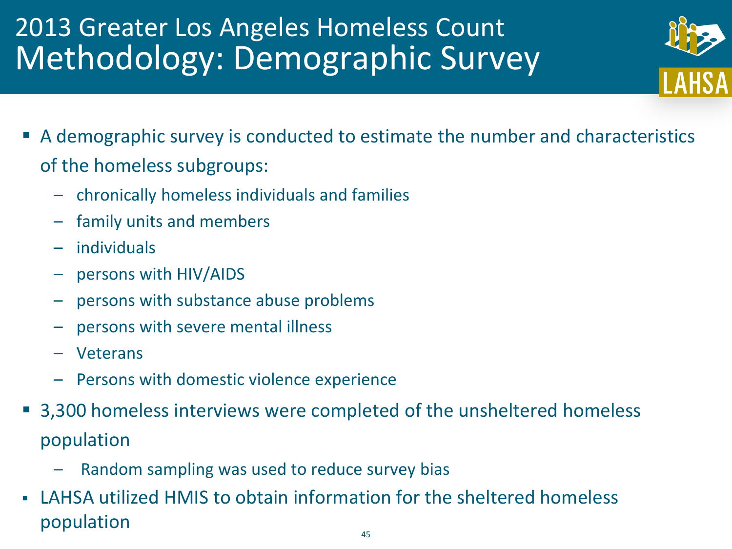# 2013 Greater Los Angeles Homeless Count

## Methodology: Demographic Survey

- A demographic survey is conducted to estimate the number and characteristics of the homeless subgroups:
  - chronically homeless individuals and families
  - family units and members
  - individuals
  - persons with HIV/AIDS
  - persons with substance abuse problems
  - persons with severe mental illness
  - Veterans
  - Persons with domestic violence experience
- 3,300 homeless interviews were completed of the unsheltered homeless population
  - Random sampling was used to reduce survey bias
- LAHSA utilized HMIS to obtain information for the sheltered homeless population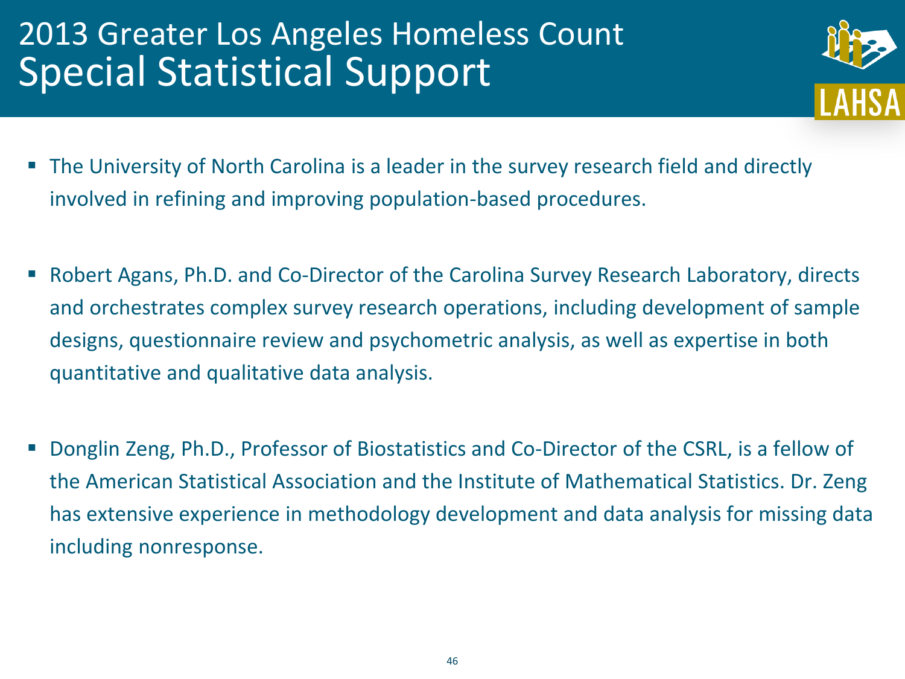# 2013 Greater Los Angeles Homeless Count
## Special Statistical Support

- The University of North Carolina is a leader in the survey research field and directly involved in refining and improving population-based procedures.

- Robert Agans, Ph.D. and Co-Director of the Carolina Survey Research Laboratory, directs and orchestrates complex survey research operations, including development of sample designs, questionnaire review and psychometric analysis, as well as expertise in both quantitative and qualitative data analysis.

- Donglin Zeng, Ph.D., Professor of Biostatistics and Co-Director of the CSRL, is a fellow of the American Statistical Association and the Institute of Mathematical Statistics. Dr. Zeng has extensive experience in methodology development and data analysis for missing data including nonresponse.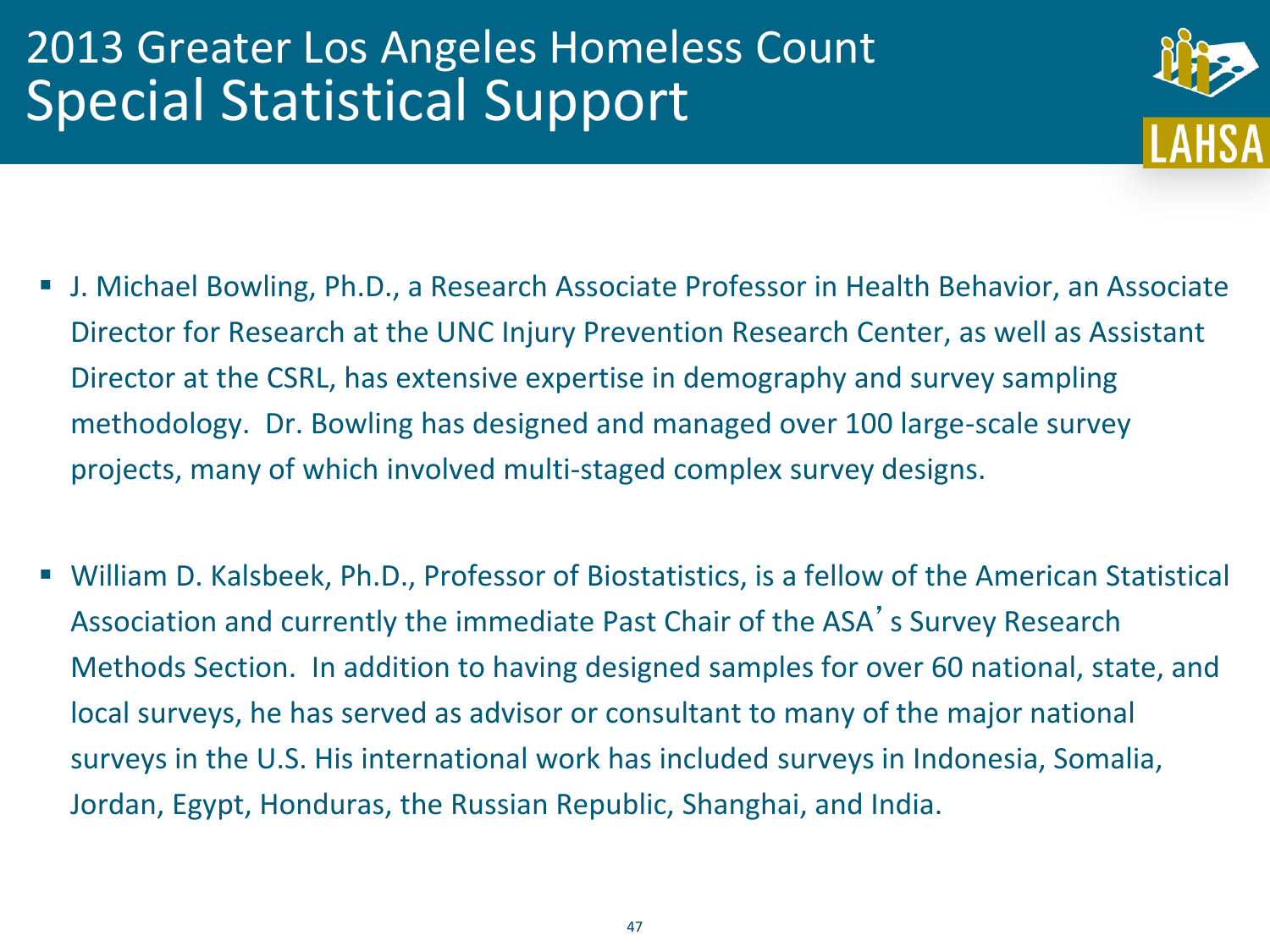# 2013 Greater Los Angeles Homeless Count
## Special Statistical Support

- J. Michael Bowling, Ph.D., a Research Associate Professor in Health Behavior, an Associate Director for Research at the UNC Injury Prevention Research Center, as well as Assistant Director at the CSRL, has extensive expertise in demography and survey sampling methodology. Dr. Bowling has designed and managed over 100 large-scale survey projects, many of which involved multi-staged complex survey designs.

- William D. Kalsbeek, Ph.D., Professor of Biostatistics, is a fellow of the American Statistical Association and currently the immediate Past Chair of the ASA's Survey Research Methods Section. In addition to having designed samples for over 60 national, state, and local surveys, he has served as advisor or consultant to many of the major national surveys in the U.S. His international work has included surveys in Indonesia, Somalia, Jordan, Egypt, Honduras, the Russian Republic, Shanghai, and India.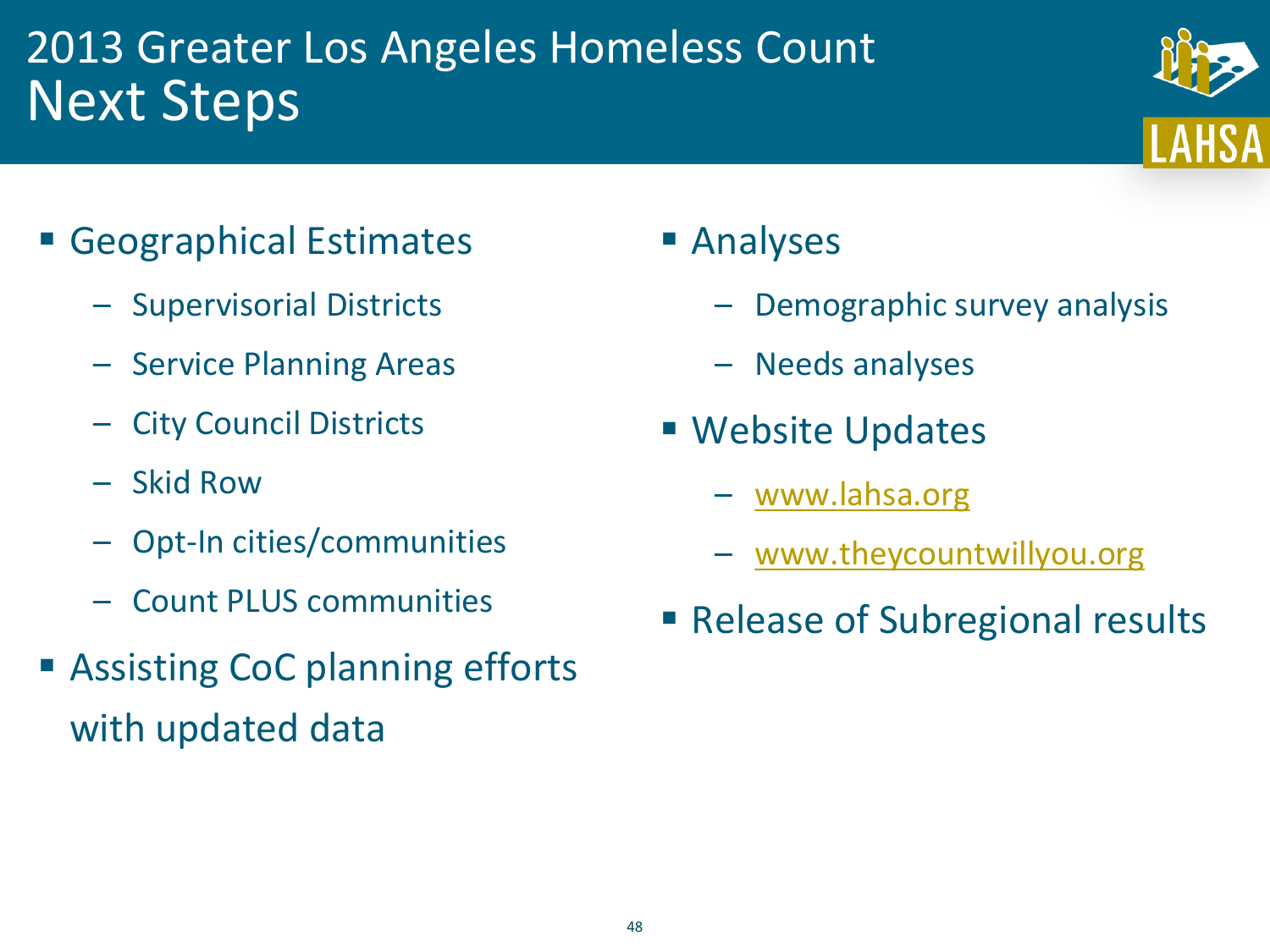# 2013 Greater Los Angeles Homeless Count
## Next Steps

- Geographical Estimates
  - Supervisorial Districts
  - Service Planning Areas
  - City Council Districts
  - Skid Row
  - Opt-In cities/communities
  - Count PLUS communities
- Assisting CoC planning efforts with updated data
- Analyses
  - Demographic survey analysis
  - Needs analyses
- Website Updates
  - www.lahsa.org
  - www.theycountwillyou.org
- Release of Subregional results